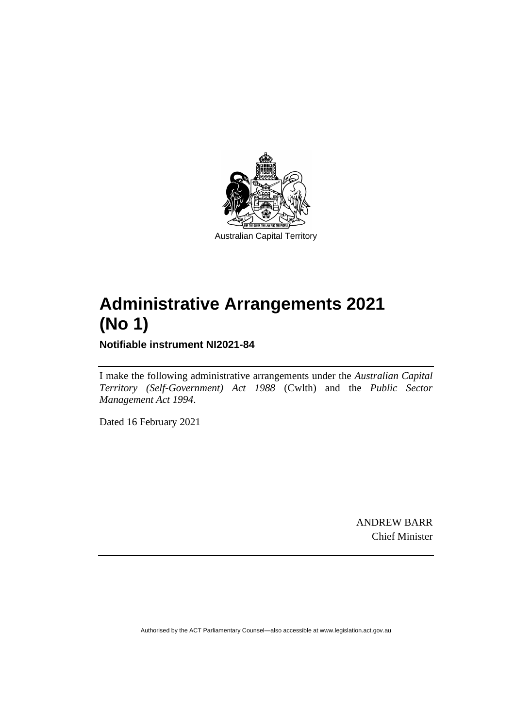Australian Capital Territory

# Administrative Arrangements 2021 (No 1)

**Notifiable instrument NI2021-84**

I make the following administrative arrangements under the *Australian Capital Territory (Self-Government) Act 1988* (Cwlth) and the *Public Sector Management Act 1994*.

Dated 16 February 2021

ANDREW BARR
Chief Minister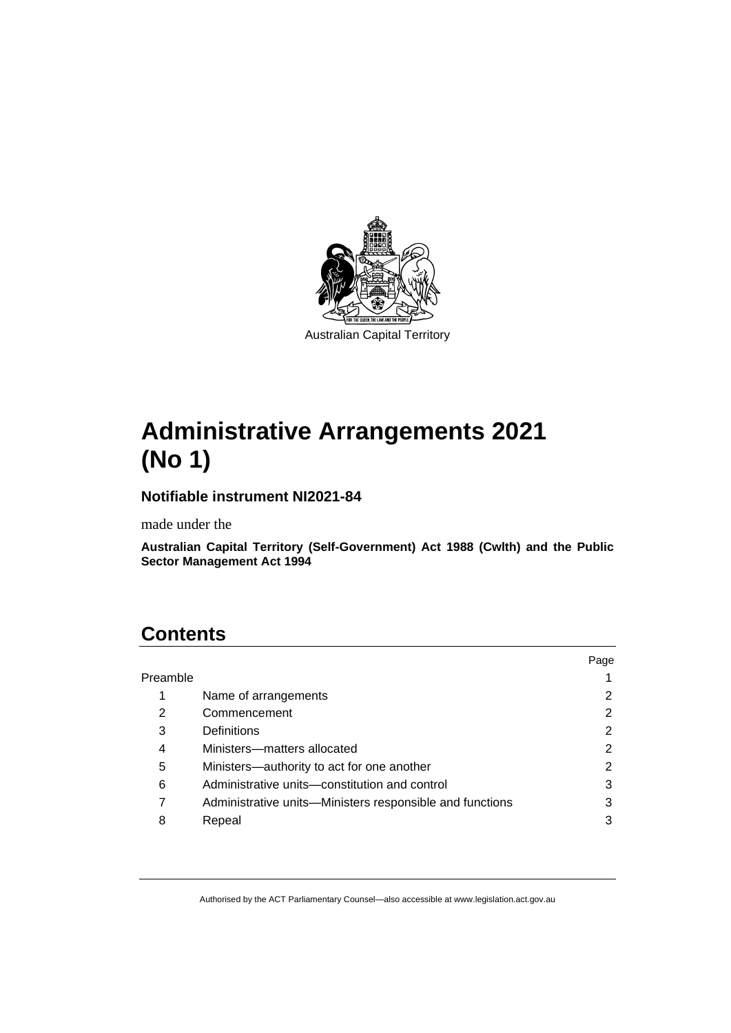Australian Capital Territory

# Administrative Arrangements 2021 (No 1)

**Notifiable instrument NI2021-84**

made under the

**Australian Capital Territory (Self-Government) Act 1988 (Cwlth) and the Public Sector Management Act 1994**

## Contents

| | | Page |
|---|---|---|
| Preamble | | 1 |
| 1 | Name of arrangements | 2 |
| 2 | Commencement | 2 |
| 3 | Definitions | 2 |
| 4 | Ministers—matters allocated | 2 |
| 5 | Ministers—authority to act for one another | 2 |
| 6 | Administrative units—constitution and control | 3 |
| 7 | Administrative units—Ministers responsible and functions | 3 |
| 8 | Repeal | 3 |

Authorised by the ACT Parliamentary Counsel—also accessible at www.legislation.act.gov.au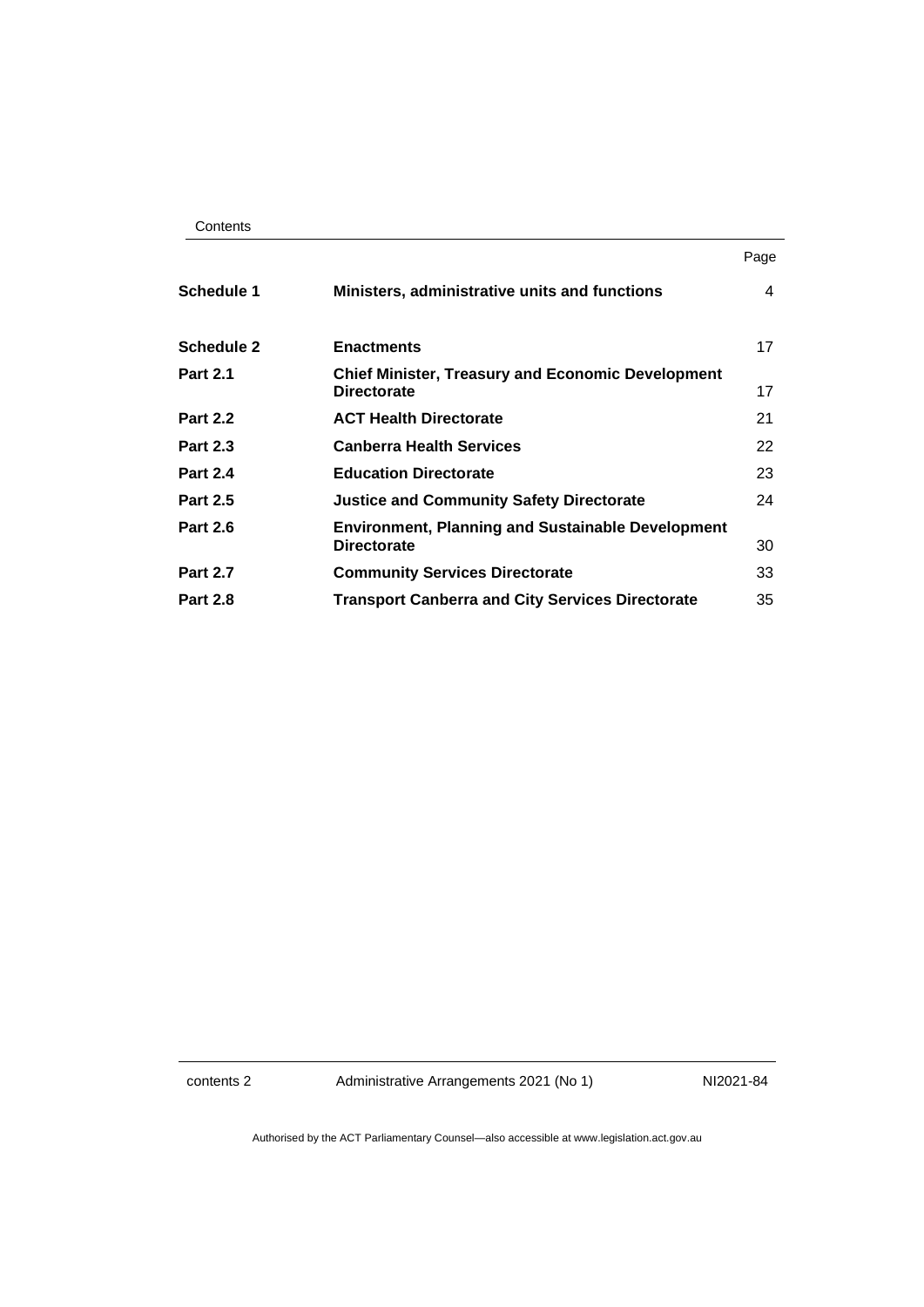Contents

| | | Page |
|---|---|---|
| **Schedule 1** | **Ministers, administrative units and functions** | 4 |
| **Schedule 2** | **Enactments** | 17 |
| **Part 2.1** | **Chief Minister, Treasury and Economic Development Directorate** | 17 |
| **Part 2.2** | **ACT Health Directorate** | 21 |
| **Part 2.3** | **Canberra Health Services** | 22 |
| **Part 2.4** | **Education Directorate** | 23 |
| **Part 2.5** | **Justice and Community Safety Directorate** | 24 |
| **Part 2.6** | **Environment, Planning and Sustainable Development Directorate** | 30 |
| **Part 2.7** | **Community Services Directorate** | 33 |
| **Part 2.8** | **Transport Canberra and City Services Directorate** | 35 |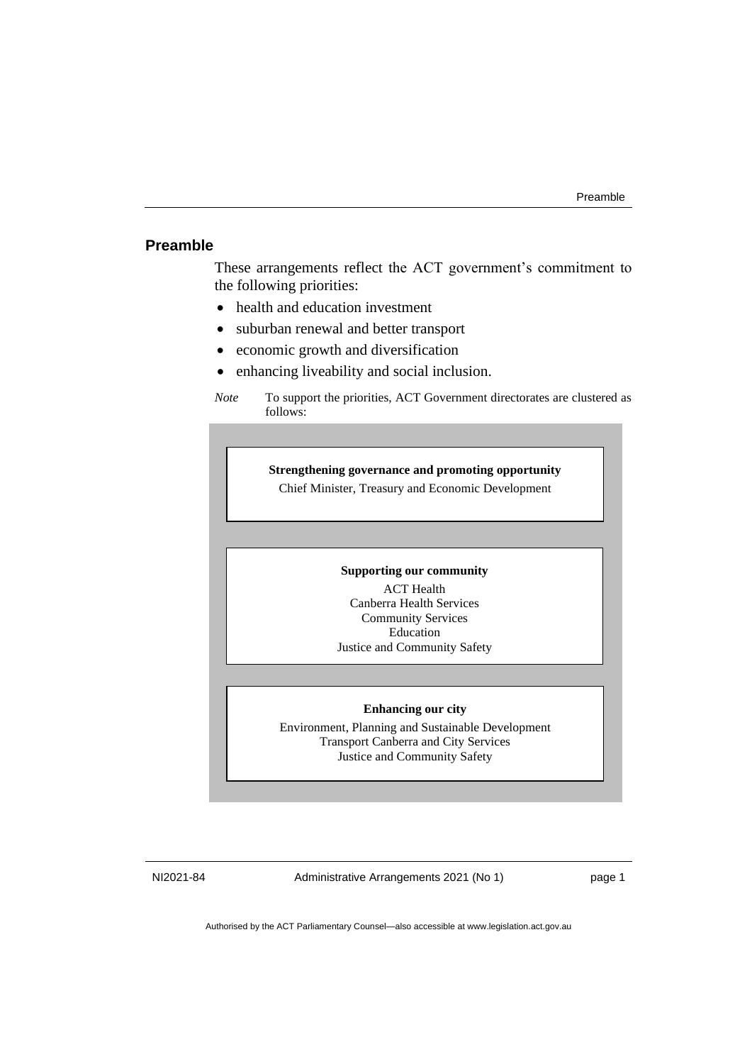## Preamble

These arrangements reflect the ACT government's commitment to the following priorities:

- health and education investment
- suburban renewal and better transport
- economic growth and diversification
- enhancing liveability and social inclusion.

*Note* To support the priorities, ACT Government directorates are clustered as follows:

**Strengthening governance and promoting opportunity**

Chief Minister, Treasury and Economic Development

**Supporting our community**

ACT Health
Canberra Health Services
Community Services
Education
Justice and Community Safety

**Enhancing our city**

Environment, Planning and Sustainable Development
Transport Canberra and City Services
Justice and Community Safety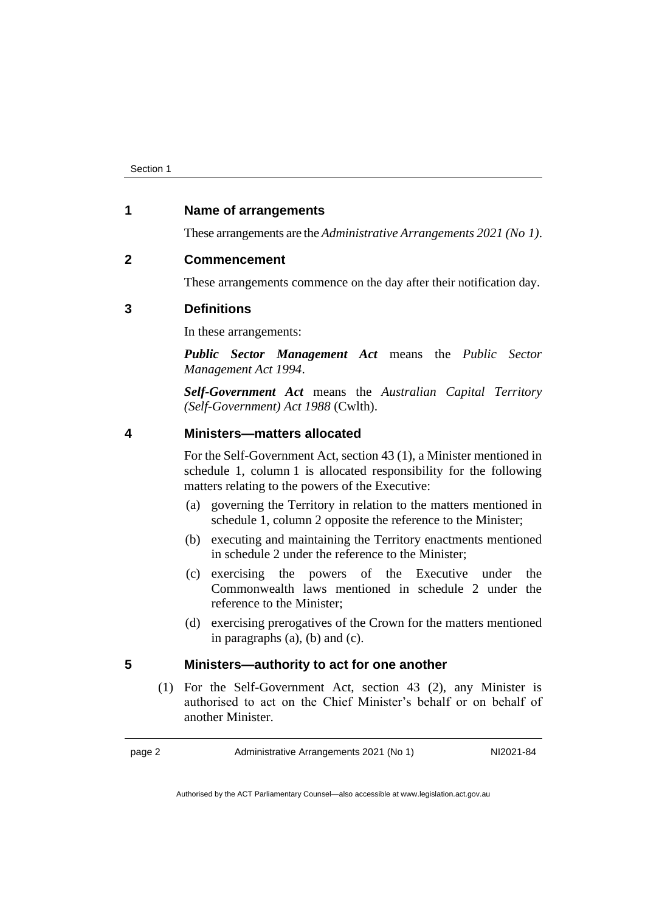## 1 Name of arrangements

These arrangements are the *Administrative Arrangements 2021 (No 1)*.

## 2 Commencement

These arrangements commence on the day after their notification day.

## 3 Definitions

In these arrangements:

***Public Sector Management Act*** means the *Public Sector Management Act 1994*.

***Self-Government Act*** means the *Australian Capital Territory (Self-Government) Act 1988* (Cwlth).

## 4 Ministers—matters allocated

For the Self-Government Act, section 43 (1), a Minister mentioned in schedule 1, column 1 is allocated responsibility for the following matters relating to the powers of the Executive:

(a) governing the Territory in relation to the matters mentioned in schedule 1, column 2 opposite the reference to the Minister;

(b) executing and maintaining the Territory enactments mentioned in schedule 2 under the reference to the Minister;

(c) exercising the powers of the Executive under the Commonwealth laws mentioned in schedule 2 under the reference to the Minister;

(d) exercising prerogatives of the Crown for the matters mentioned in paragraphs (a), (b) and (c).

## 5 Ministers—authority to act for one another

(1) For the Self-Government Act, section 43 (2), any Minister is authorised to act on the Chief Minister's behalf or on behalf of another Minister.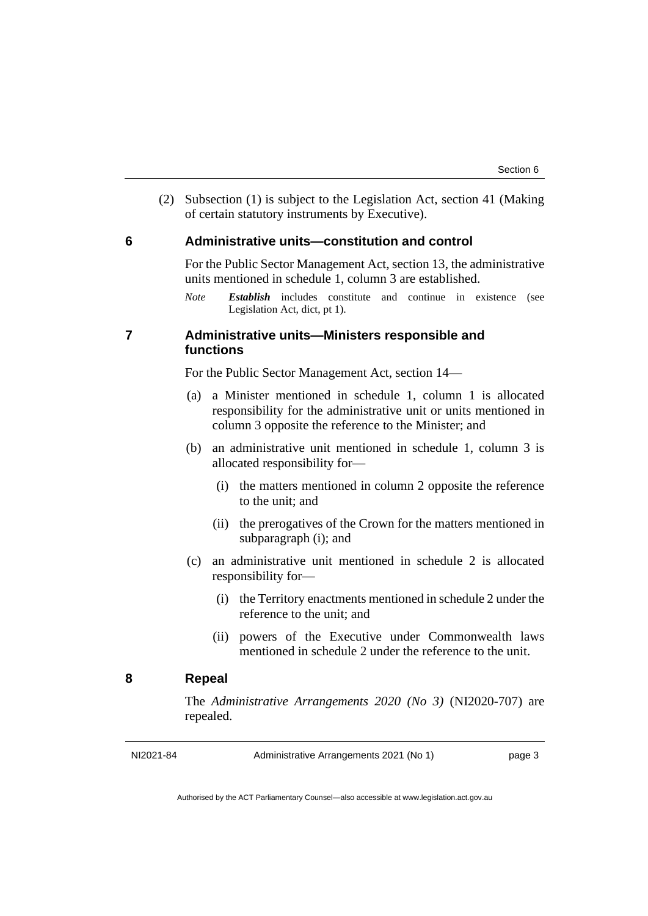(2) Subsection (1) is subject to the Legislation Act, section 41 (Making of certain statutory instruments by Executive).

## 6 Administrative units—constitution and control

For the Public Sector Management Act, section 13, the administrative units mentioned in schedule 1, column 3 are established.

*Note* ***Establish*** includes constitute and continue in existence (see Legislation Act, dict, pt 1).

## 7 Administrative units—Ministers responsible and functions

For the Public Sector Management Act, section 14—

(a) a Minister mentioned in schedule 1, column 1 is allocated responsibility for the administrative unit or units mentioned in column 3 opposite the reference to the Minister; and

(b) an administrative unit mentioned in schedule 1, column 3 is allocated responsibility for—

(i) the matters mentioned in column 2 opposite the reference to the unit; and

(ii) the prerogatives of the Crown for the matters mentioned in subparagraph (i); and

(c) an administrative unit mentioned in schedule 2 is allocated responsibility for—

(i) the Territory enactments mentioned in schedule 2 under the reference to the unit; and

(ii) powers of the Executive under Commonwealth laws mentioned in schedule 2 under the reference to the unit.

## 8 Repeal

The *Administrative Arrangements 2020 (No 3)* (NI2020-707) are repealed.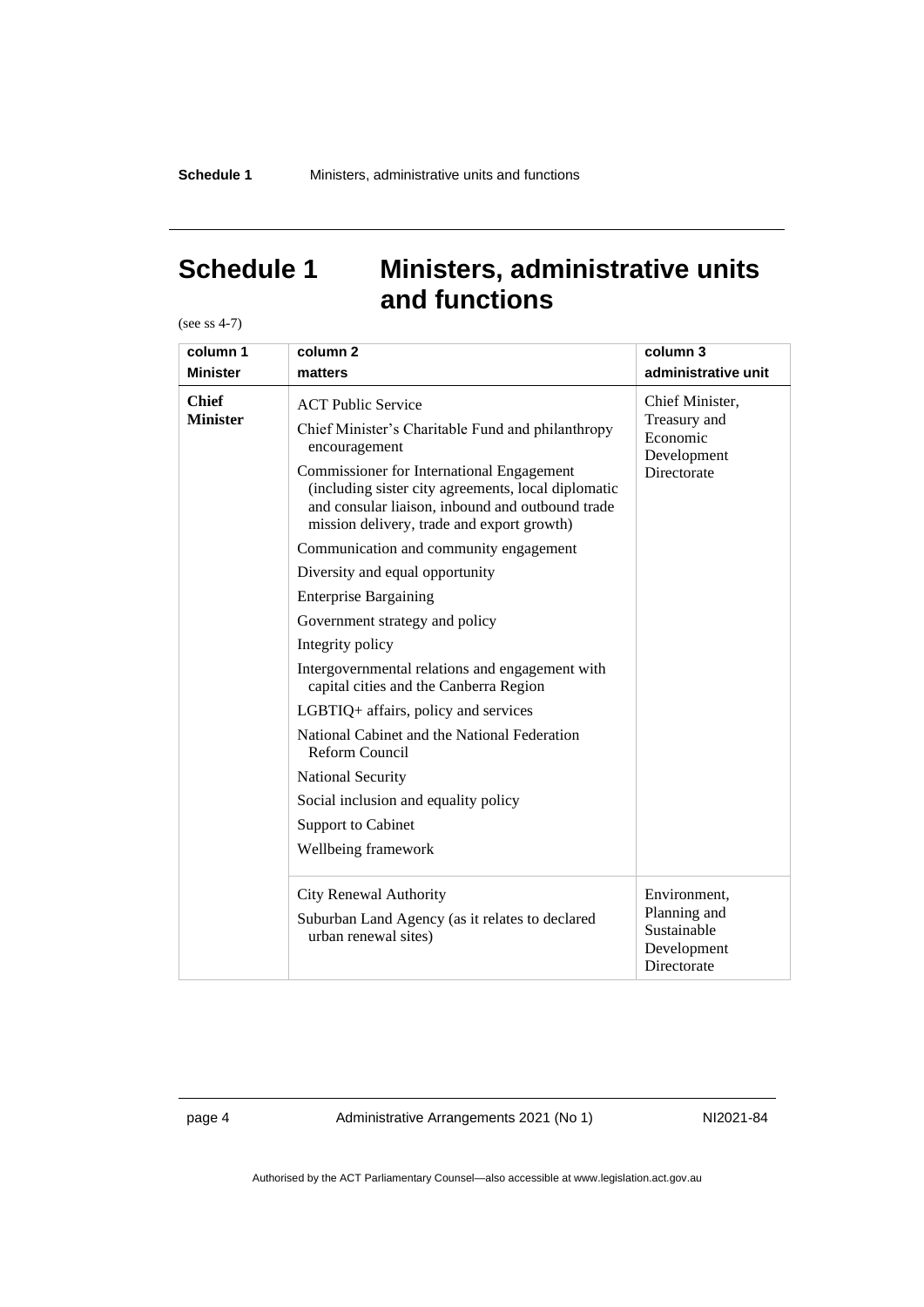# Schedule 1 Ministers, administrative units and functions

(see ss 4-7)

| column 1<br>Minister | column 2<br>matters | column 3<br>administrative unit |
|---|---|---|
| **Chief Minister** | ACT Public Service<br>Chief Minister's Charitable Fund and philanthropy encouragement<br>Commissioner for International Engagement (including sister city agreements, local diplomatic and consular liaison, inbound and outbound trade mission delivery, trade and export growth)<br>Communication and community engagement<br>Diversity and equal opportunity<br>Enterprise Bargaining<br>Government strategy and policy<br>Integrity policy<br>Intergovernmental relations and engagement with capital cities and the Canberra Region<br>LGBTIQ+ affairs, policy and services<br>National Cabinet and the National Federation Reform Council<br>National Security<br>Social inclusion and equality policy<br>Support to Cabinet<br>Wellbeing framework | Chief Minister, Treasury and Economic Development Directorate |
| | City Renewal Authority<br>Suburban Land Agency (as it relates to declared urban renewal sites) | Environment, Planning and Sustainable Development Directorate |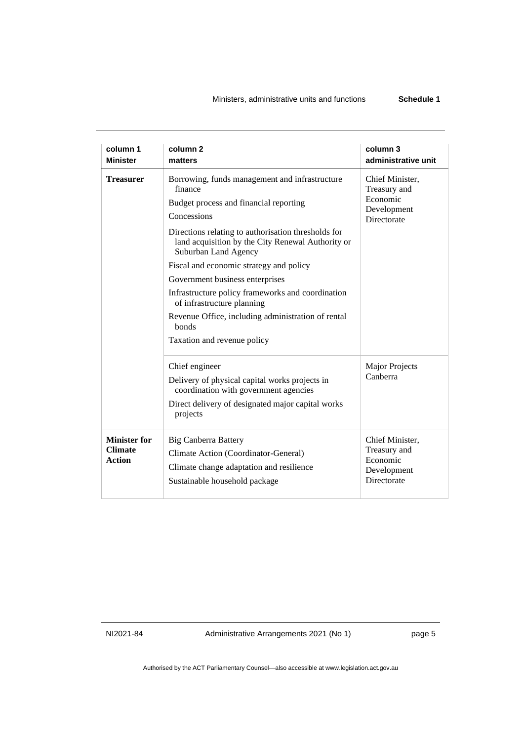| column 1<br>Minister | column 2<br>matters | column 3<br>administrative unit |
|---|---|---|
| **Treasurer** | Borrowing, funds management and infrastructure finance<br>Budget process and financial reporting<br>Concessions<br>Directions relating to authorisation thresholds for land acquisition by the City Renewal Authority or Suburban Land Agency<br>Fiscal and economic strategy and policy<br>Government business enterprises<br>Infrastructure policy frameworks and coordination of infrastructure planning<br>Revenue Office, including administration of rental bonds<br>Taxation and revenue policy | Chief Minister, Treasury and Economic Development Directorate |
| | Chief engineer<br>Delivery of physical capital works projects in coordination with government agencies<br>Direct delivery of designated major capital works projects | Major Projects Canberra |
| **Minister for Climate Action** | Big Canberra Battery<br>Climate Action (Coordinator-General)<br>Climate change adaptation and resilience<br>Sustainable household package | Chief Minister, Treasury and Economic Development Directorate |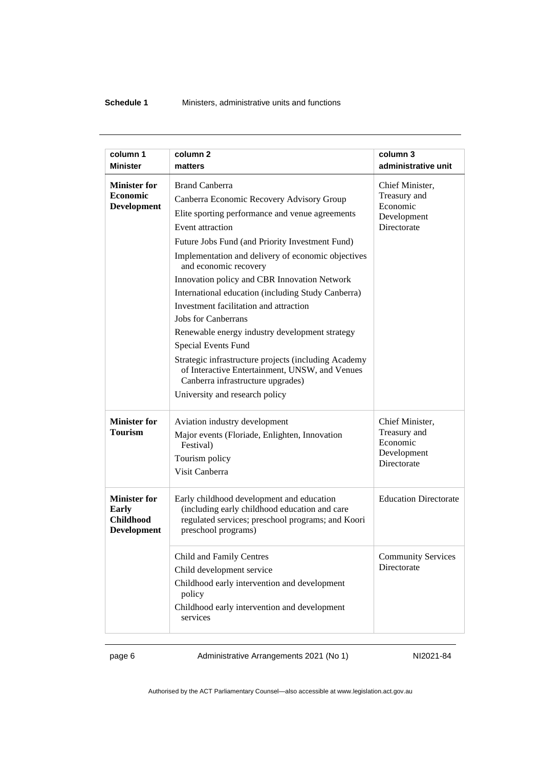| column 1 Minister | column 2 matters | column 3 administrative unit |
|---|---|---|
| **Minister for Economic Development** | Brand Canberra<br>Canberra Economic Recovery Advisory Group<br>Elite sporting performance and venue agreements<br>Event attraction<br>Future Jobs Fund (and Priority Investment Fund)<br>Implementation and delivery of economic objectives and economic recovery<br>Innovation policy and CBR Innovation Network<br>International education (including Study Canberra)<br>Investment facilitation and attraction<br>Jobs for Canberrans<br>Renewable energy industry development strategy<br>Special Events Fund<br>Strategic infrastructure projects (including Academy of Interactive Entertainment, UNSW, and Venues Canberra infrastructure upgrades)<br>University and research policy | Chief Minister, Treasury and Economic Development Directorate |
| **Minister for Tourism** | Aviation industry development<br>Major events (Floriade, Enlighten, Innovation Festival)<br>Tourism policy<br>Visit Canberra | Chief Minister, Treasury and Economic Development Directorate |
| **Minister for Early Childhood Development** | Early childhood development and education (including early childhood education and care regulated services; preschool programs; and Koori preschool programs) | Education Directorate |
| | Child and Family Centres<br>Child development service<br>Childhood early intervention and development policy<br>Childhood early intervention and development services | Community Services Directorate |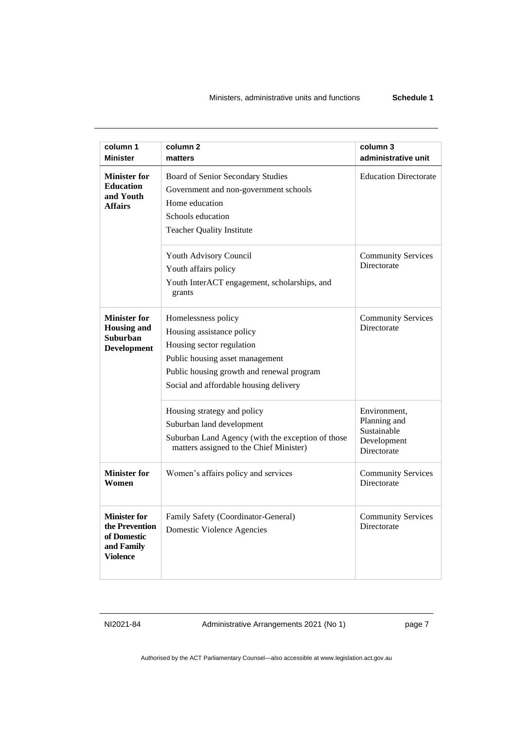| column 1<br>Minister | column 2<br>matters | column 3<br>administrative unit |
|---|---|---|
| **Minister for Education and Youth Affairs** | Board of Senior Secondary Studies<br>Government and non-government schools<br>Home education<br>Schools education<br>Teacher Quality Institute | Education Directorate |
| | Youth Advisory Council<br>Youth affairs policy<br>Youth InterACT engagement, scholarships, and grants | Community Services Directorate |
| **Minister for Housing and Suburban Development** | Homelessness policy<br>Housing assistance policy<br>Housing sector regulation<br>Public housing asset management<br>Public housing growth and renewal program<br>Social and affordable housing delivery | Community Services Directorate |
| | Housing strategy and policy<br>Suburban land development<br>Suburban Land Agency (with the exception of those matters assigned to the Chief Minister) | Environment, Planning and Sustainable Development Directorate |
| **Minister for Women** | Women's affairs policy and services | Community Services Directorate |
| **Minister for the Prevention of Domestic and Family Violence** | Family Safety (Coordinator-General)<br>Domestic Violence Agencies | Community Services Directorate |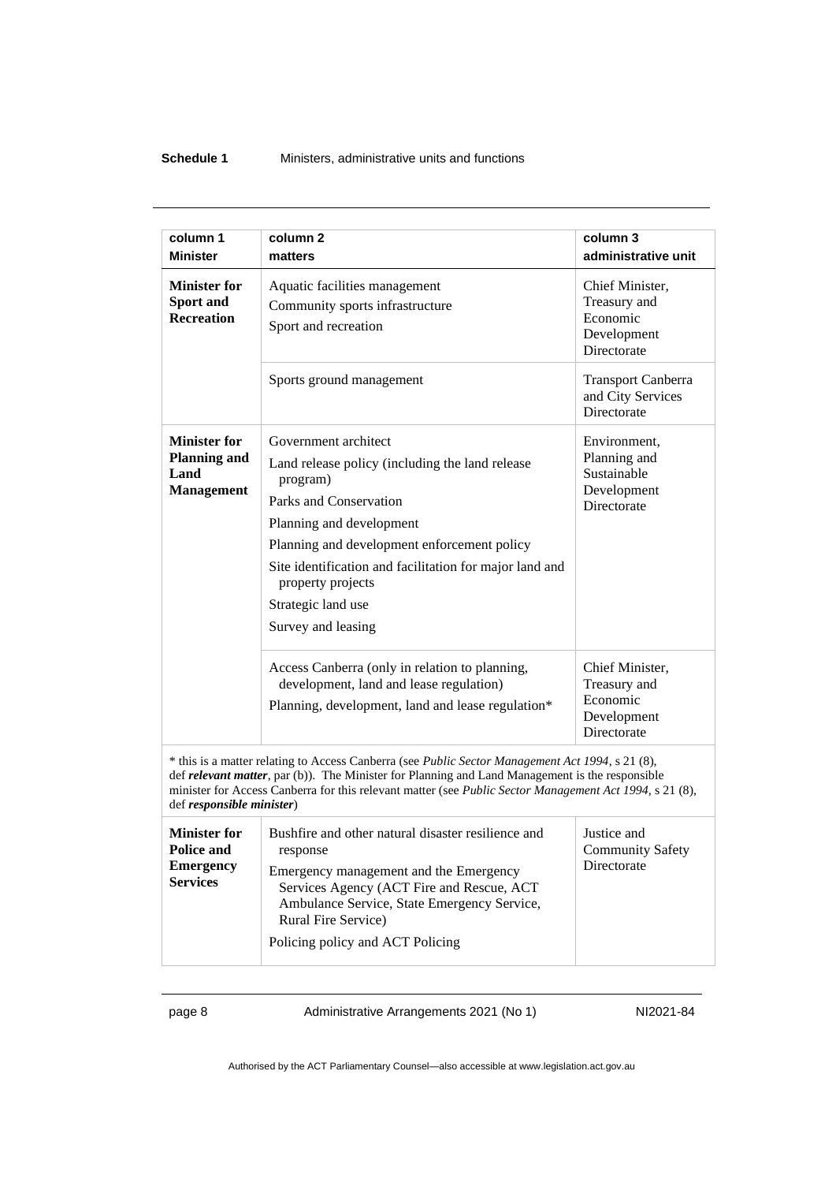| column 1<br>Minister | column 2<br>matters | column 3<br>administrative unit |
|---|---|---|
| **Minister for Sport and Recreation** | Aquatic facilities management<br>Community sports infrastructure<br>Sport and recreation | Chief Minister, Treasury and Economic Development Directorate |
| | Sports ground management | Transport Canberra and City Services Directorate |
| **Minister for Planning and Land Management** | Government architect<br>Land release policy (including the land release program)<br>Parks and Conservation<br>Planning and development<br>Planning and development enforcement policy<br>Site identification and facilitation for major land and property projects<br>Strategic land use<br>Survey and leasing | Environment, Planning and Sustainable Development Directorate |
| | Access Canberra (only in relation to planning, development, land and lease regulation)<br>Planning, development, land and lease regulation* | Chief Minister, Treasury and Economic Development Directorate |
| * this is a matter relating to Access Canberra (see *Public Sector Management Act 1994*, s 21 (8), def ***relevant matter***, par (b)). The Minister for Planning and Land Management is the responsible minister for Access Canberra for this relevant matter (see *Public Sector Management Act 1994*, s 21 (8), def ***responsible minister***) | | |
| **Minister for Police and Emergency Services** | Bushfire and other natural disaster resilience and response<br>Emergency management and the Emergency Services Agency (ACT Fire and Rescue, ACT Ambulance Service, State Emergency Service, Rural Fire Service)<br>Policing policy and ACT Policing | Justice and Community Safety Directorate |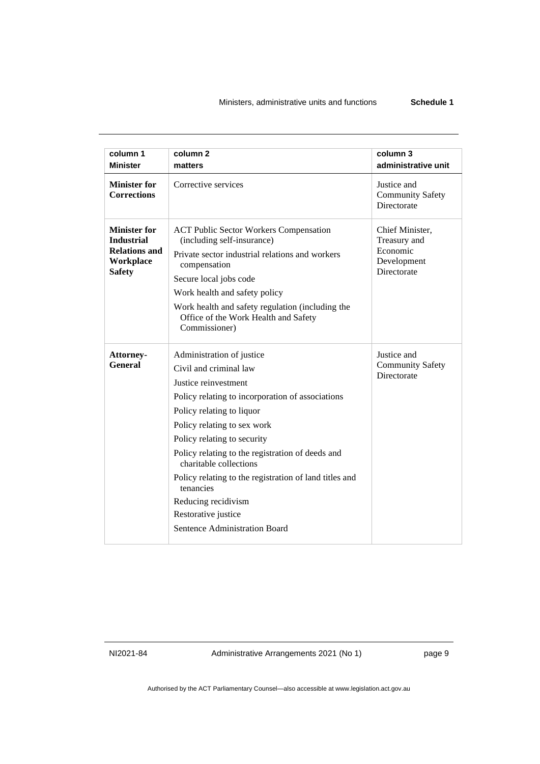| column 1 Minister | column 2 matters | column 3 administrative unit |
|---|---|---|
| **Minister for Corrections** | Corrective services | Justice and Community Safety Directorate |
| **Minister for Industrial Relations and Workplace Safety** | ACT Public Sector Workers Compensation (including self-insurance)<br>Private sector industrial relations and workers compensation<br>Secure local jobs code<br>Work health and safety policy<br>Work health and safety regulation (including the Office of the Work Health and Safety Commissioner) | Chief Minister, Treasury and Economic Development Directorate |
| **Attorney-General** | Administration of justice<br>Civil and criminal law<br>Justice reinvestment<br>Policy relating to incorporation of associations<br>Policy relating to liquor<br>Policy relating to sex work<br>Policy relating to security<br>Policy relating to the registration of deeds and charitable collections<br>Policy relating to the registration of land titles and tenancies<br>Reducing recidivism<br>Restorative justice<br>Sentence Administration Board | Justice and Community Safety Directorate |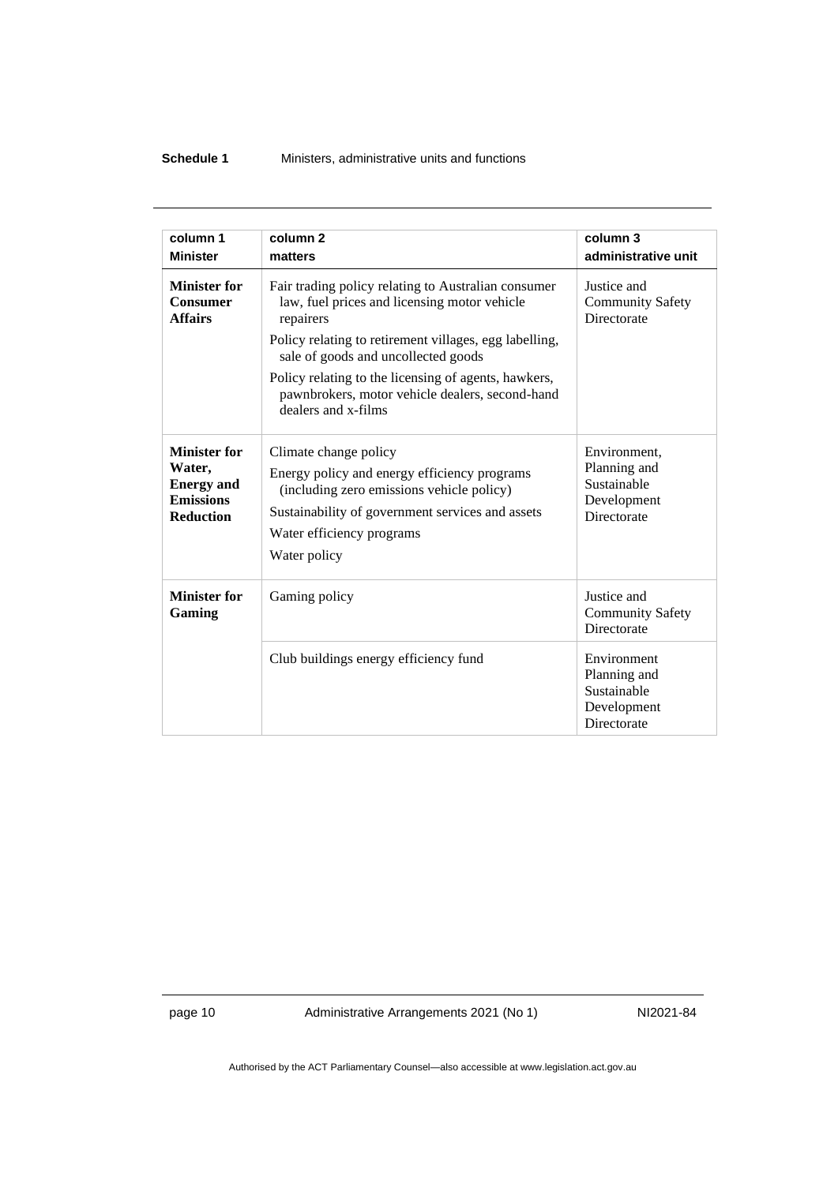| column 1 Minister | column 2 matters | column 3 administrative unit |
|---|---|---|
| **Minister for Consumer Affairs** | Fair trading policy relating to Australian consumer law, fuel prices and licensing motor vehicle repairers<br>Policy relating to retirement villages, egg labelling, sale of goods and uncollected goods<br>Policy relating to the licensing of agents, hawkers, pawnbrokers, motor vehicle dealers, second-hand dealers and x-films | Justice and Community Safety Directorate |
| **Minister for Water, Energy and Emissions Reduction** | Climate change policy<br>Energy policy and energy efficiency programs (including zero emissions vehicle policy)<br>Sustainability of government services and assets<br>Water efficiency programs<br>Water policy | Environment, Planning and Sustainable Development Directorate |
| **Minister for Gaming** | Gaming policy | Justice and Community Safety Directorate |
| | Club buildings energy efficiency fund | Environment Planning and Sustainable Development Directorate |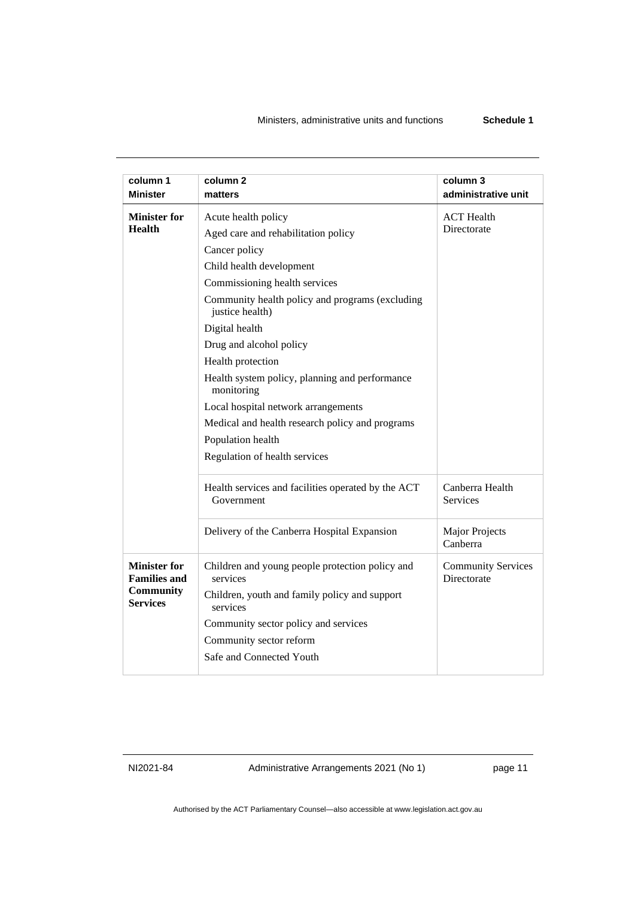| column 1 Minister | column 2 matters | column 3 administrative unit |
|---|---|---|
| **Minister for Health** | Acute health policy<br>Aged care and rehabilitation policy<br>Cancer policy<br>Child health development<br>Commissioning health services<br>Community health policy and programs (excluding justice health)<br>Digital health<br>Drug and alcohol policy<br>Health protection<br>Health system policy, planning and performance monitoring<br>Local hospital network arrangements<br>Medical and health research policy and programs<br>Population health<br>Regulation of health services | ACT Health Directorate |
| | Health services and facilities operated by the ACT Government | Canberra Health Services |
| | Delivery of the Canberra Hospital Expansion | Major Projects Canberra |
| **Minister for Families and Community Services** | Children and young people protection policy and services<br>Children, youth and family policy and support services<br>Community sector policy and services<br>Community sector reform<br>Safe and Connected Youth | Community Services Directorate |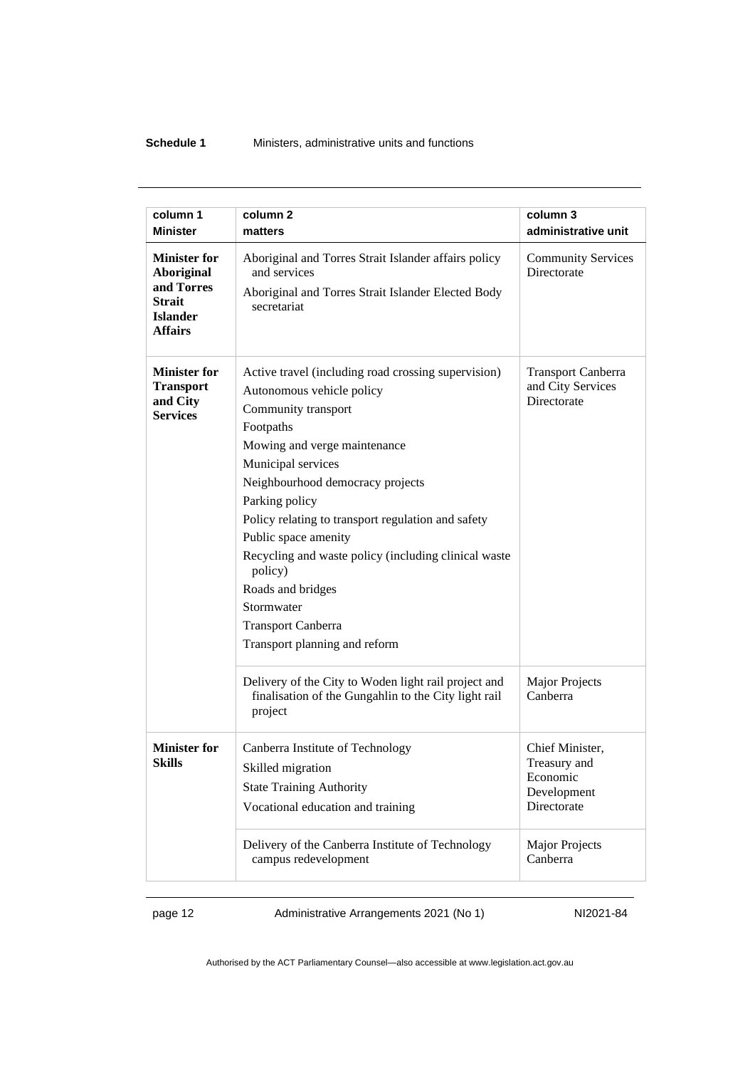| column 1 Minister | column 2 matters | column 3 administrative unit |
|---|---|---|
| **Minister for Aboriginal and Torres Strait Islander Affairs** | Aboriginal and Torres Strait Islander affairs policy and services<br>Aboriginal and Torres Strait Islander Elected Body secretariat | Community Services Directorate |
| **Minister for Transport and City Services** | Active travel (including road crossing supervision)<br>Autonomous vehicle policy<br>Community transport<br>Footpaths<br>Mowing and verge maintenance<br>Municipal services<br>Neighbourhood democracy projects<br>Parking policy<br>Policy relating to transport regulation and safety<br>Public space amenity<br>Recycling and waste policy (including clinical waste policy)<br>Roads and bridges<br>Stormwater<br>Transport Canberra<br>Transport planning and reform | Transport Canberra and City Services Directorate |
| | Delivery of the City to Woden light rail project and finalisation of the Gungahlin to the City light rail project | Major Projects Canberra |
| **Minister for Skills** | Canberra Institute of Technology<br>Skilled migration<br>State Training Authority<br>Vocational education and training | Chief Minister, Treasury and Economic Development Directorate |
| | Delivery of the Canberra Institute of Technology campus redevelopment | Major Projects Canberra |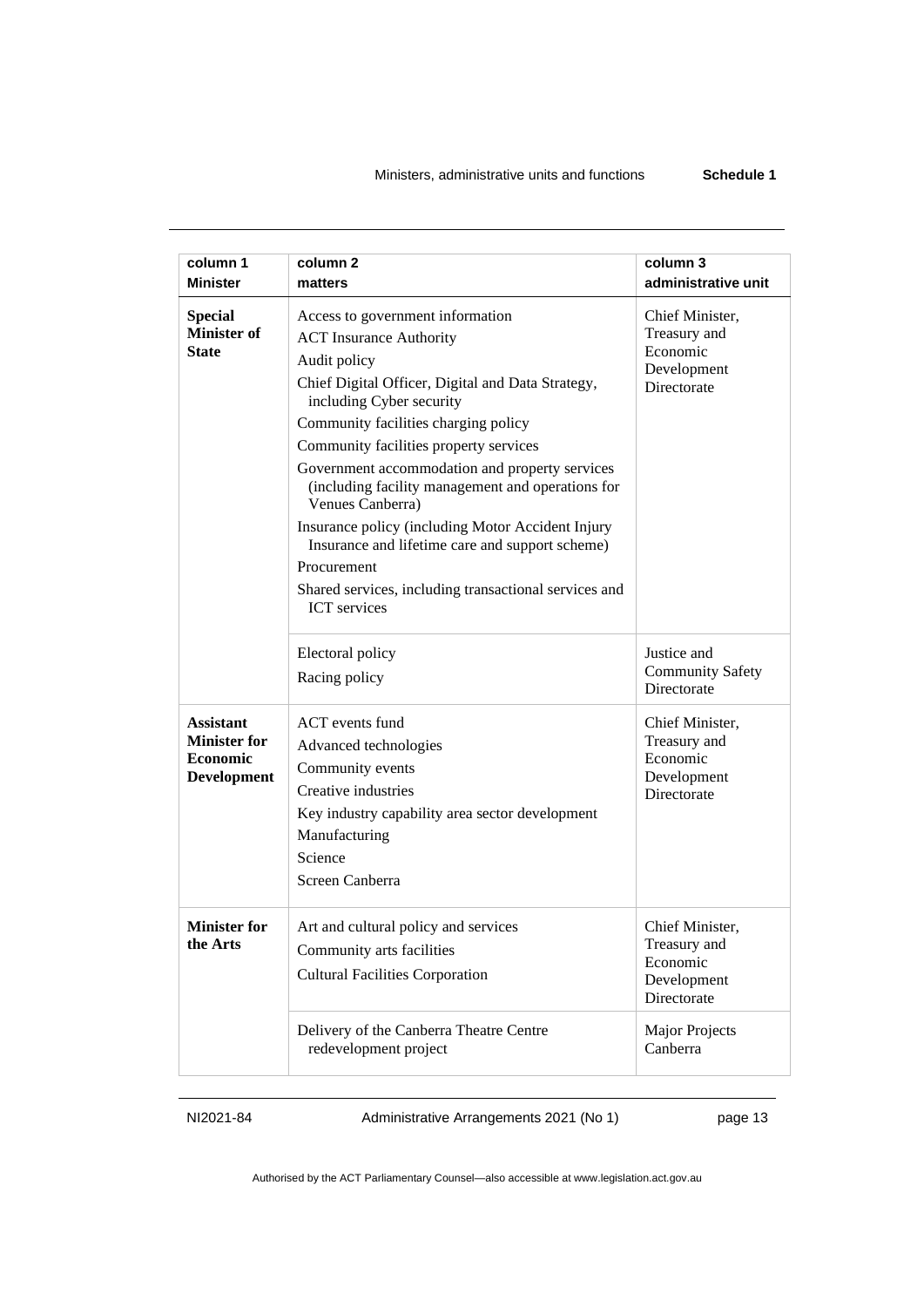| column 1<br>Minister | column 2<br>matters | column 3<br>administrative unit |
|---|---|---|
| **Special Minister of State** | Access to government information<br>ACT Insurance Authority<br>Audit policy<br>Chief Digital Officer, Digital and Data Strategy, including Cyber security<br>Community facilities charging policy<br>Community facilities property services<br>Government accommodation and property services (including facility management and operations for Venues Canberra)<br>Insurance policy (including Motor Accident Injury Insurance and lifetime care and support scheme)<br>Procurement<br>Shared services, including transactional services and ICT services | Chief Minister, Treasury and Economic Development Directorate |
| | Electoral policy<br>Racing policy | Justice and Community Safety Directorate |
| **Assistant Minister for Economic Development** | ACT events fund<br>Advanced technologies<br>Community events<br>Creative industries<br>Key industry capability area sector development<br>Manufacturing<br>Science<br>Screen Canberra | Chief Minister, Treasury and Economic Development Directorate |
| **Minister for the Arts** | Art and cultural policy and services<br>Community arts facilities<br>Cultural Facilities Corporation | Chief Minister, Treasury and Economic Development Directorate |
| | Delivery of the Canberra Theatre Centre redevelopment project | Major Projects Canberra |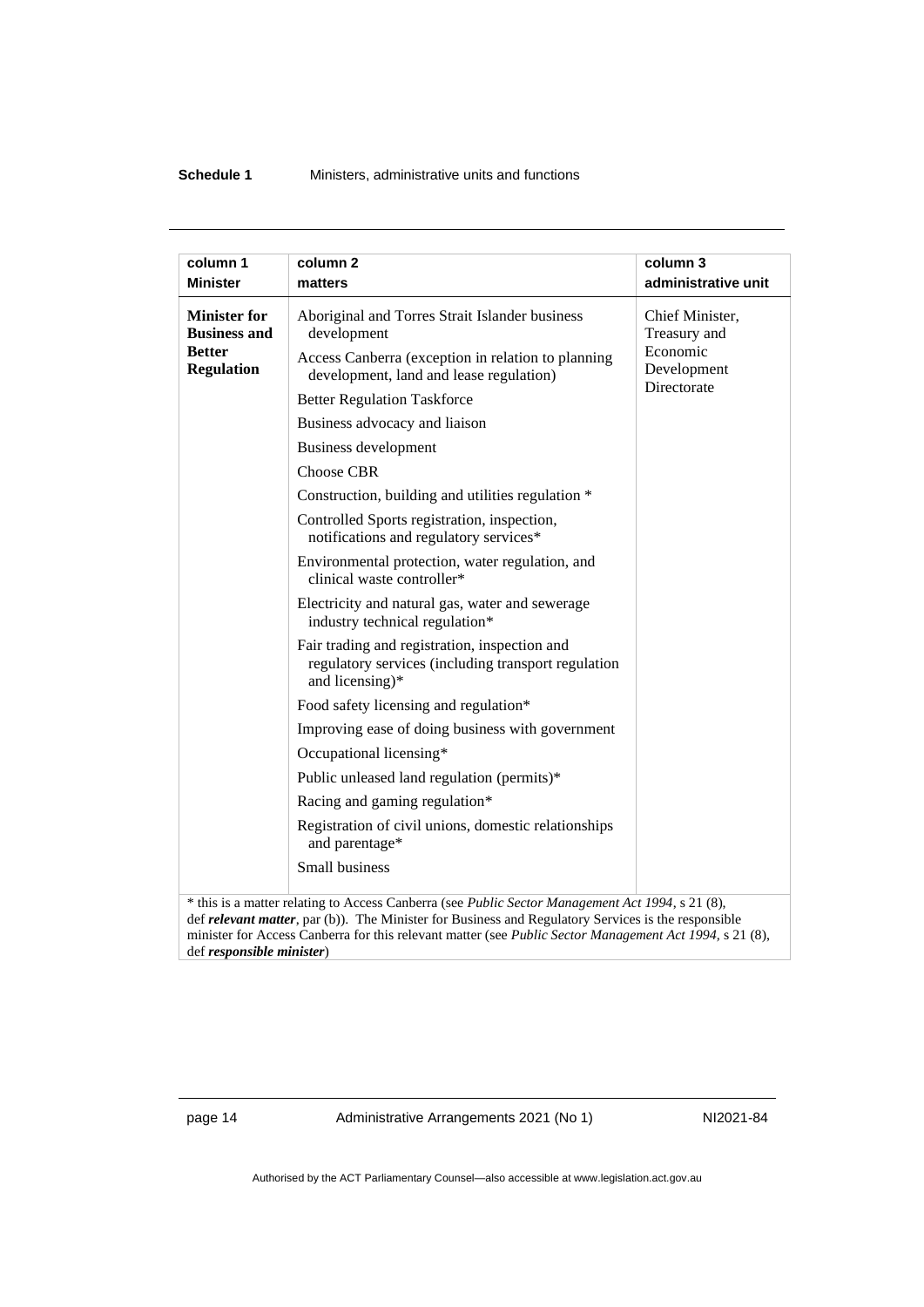| column 1<br>Minister | column 2<br>matters | column 3<br>administrative unit |
|---|---|---|
| **Minister for Business and Better Regulation** | Aboriginal and Torres Strait Islander business development<br>Access Canberra (exception in relation to planning development, land and lease regulation)<br>Better Regulation Taskforce<br>Business advocacy and liaison<br>Business development<br>Choose CBR<br>Construction, building and utilities regulation *<br>Controlled Sports registration, inspection, notifications and regulatory services*<br>Environmental protection, water regulation, and clinical waste controller*<br>Electricity and natural gas, water and sewerage industry technical regulation*<br>Fair trading and registration, inspection and regulatory services (including transport regulation and licensing)*<br>Food safety licensing and regulation*<br>Improving ease of doing business with government<br>Occupational licensing*<br>Public unleased land regulation (permits)*<br>Racing and gaming regulation*<br>Registration of civil unions, domestic relationships and parentage*<br>Small business | Chief Minister, Treasury and Economic Development Directorate |

* this is a matter relating to Access Canberra (see *Public Sector Management Act 1994*, s 21 (8), def ***relevant matter***, par (b)). The Minister for Business and Regulatory Services is the responsible minister for Access Canberra for this relevant matter (see *Public Sector Management Act 1994*, s 21 (8), def ***responsible minister***)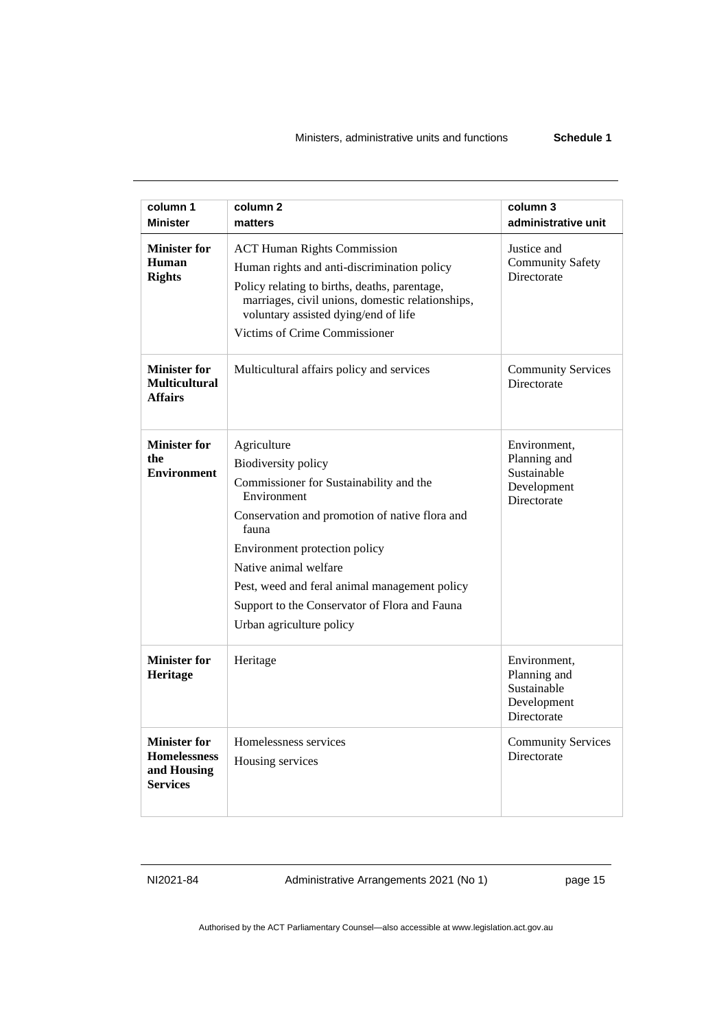| column 1 Minister | column 2 matters | column 3 administrative unit |
|---|---|---|
| **Minister for Human Rights** | ACT Human Rights Commission<br>Human rights and anti-discrimination policy<br>Policy relating to births, deaths, parentage, marriages, civil unions, domestic relationships, voluntary assisted dying/end of life<br>Victims of Crime Commissioner | Justice and Community Safety Directorate |
| **Minister for Multicultural Affairs** | Multicultural affairs policy and services | Community Services Directorate |
| **Minister for the Environment** | Agriculture<br>Biodiversity policy<br>Commissioner for Sustainability and the Environment<br>Conservation and promotion of native flora and fauna<br>Environment protection policy<br>Native animal welfare<br>Pest, weed and feral animal management policy<br>Support to the Conservator of Flora and Fauna<br>Urban agriculture policy | Environment, Planning and Sustainable Development Directorate |
| **Minister for Heritage** | Heritage | Environment, Planning and Sustainable Development Directorate |
| **Minister for Homelessness and Housing Services** | Homelessness services<br>Housing services | Community Services Directorate |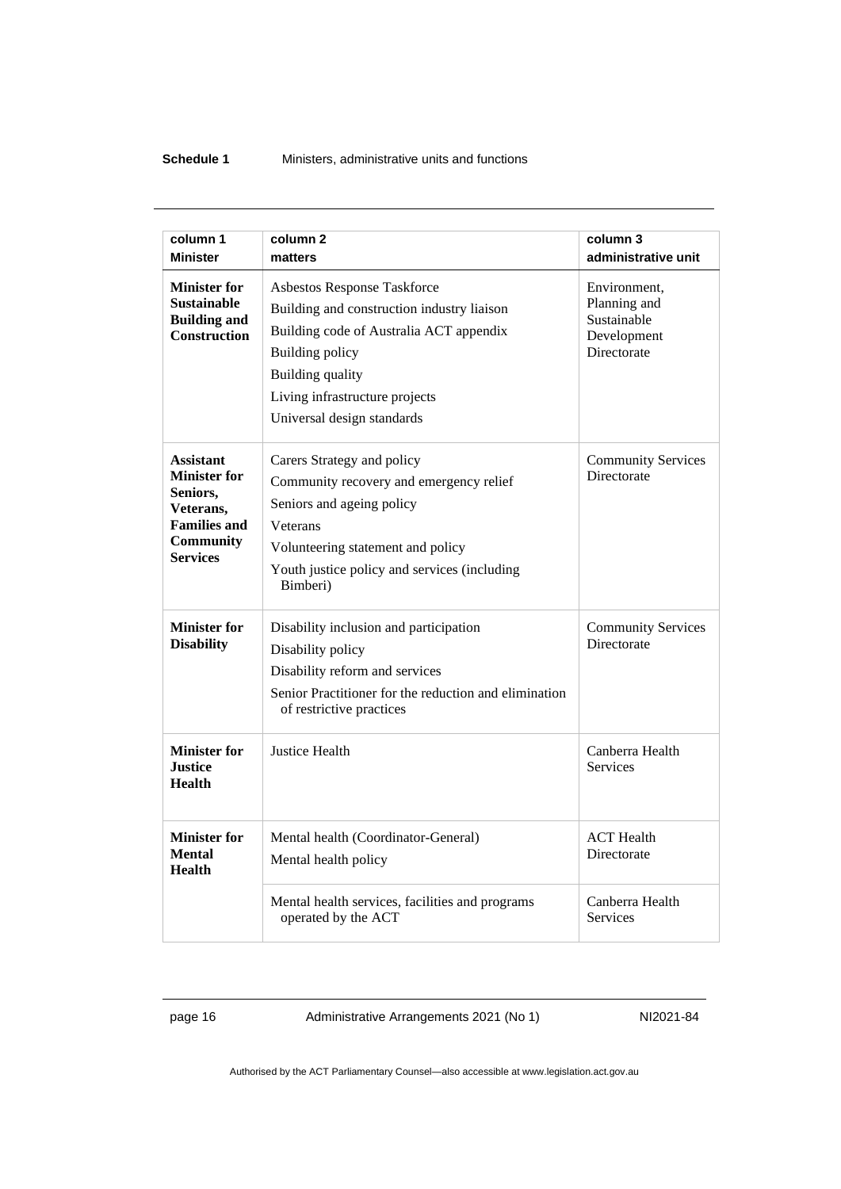| column 1<br>Minister | column 2<br>matters | column 3<br>administrative unit |
|---|---|---|
| **Minister for Sustainable Building and Construction** | Asbestos Response Taskforce<br>Building and construction industry liaison<br>Building code of Australia ACT appendix<br>Building policy<br>Building quality<br>Living infrastructure projects<br>Universal design standards | Environment, Planning and Sustainable Development Directorate |
| **Assistant Minister for Seniors, Veterans, Families and Community Services** | Carers Strategy and policy<br>Community recovery and emergency relief<br>Seniors and ageing policy<br>Veterans<br>Volunteering statement and policy<br>Youth justice policy and services (including Bimberi) | Community Services Directorate |
| **Minister for Disability** | Disability inclusion and participation<br>Disability policy<br>Disability reform and services<br>Senior Practitioner for the reduction and elimination of restrictive practices | Community Services Directorate |
| **Minister for Justice Health** | Justice Health | Canberra Health Services |
| **Minister for Mental Health** | Mental health (Coordinator-General)<br>Mental health policy | ACT Health Directorate |
| | Mental health services, facilities and programs operated by the ACT | Canberra Health Services |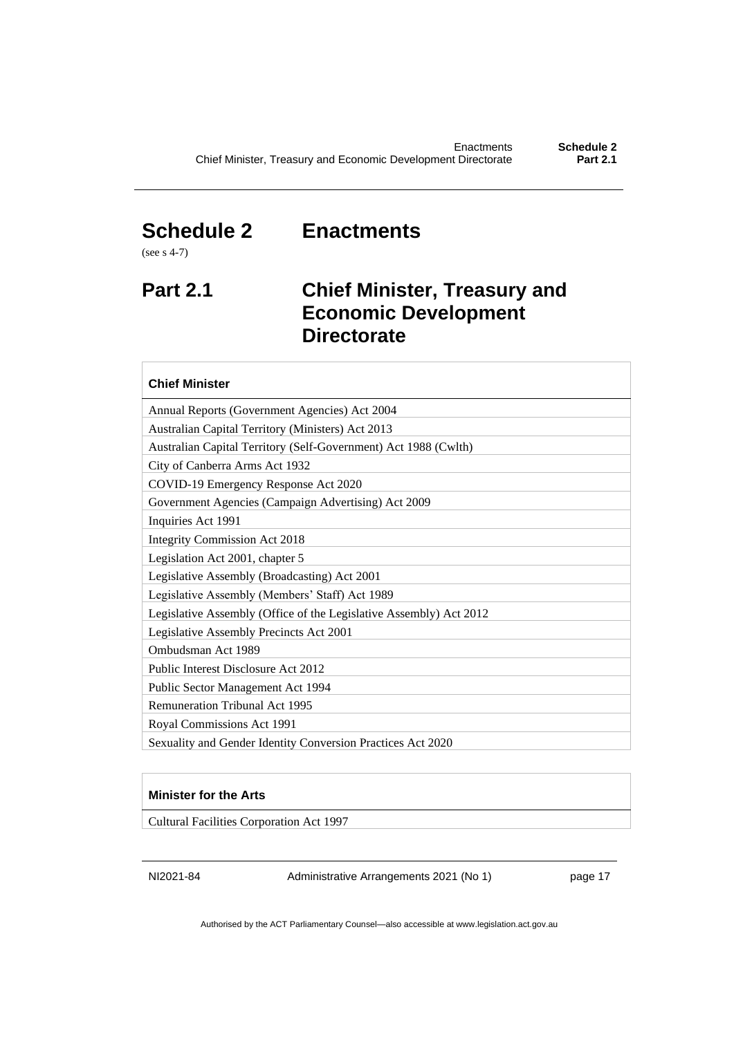# Schedule 2 Enactments

(see s 4-7)

## Part 2.1 Chief Minister, Treasury and Economic Development Directorate

| **Chief Minister** |
|---|
| Annual Reports (Government Agencies) Act 2004 |
| Australian Capital Territory (Ministers) Act 2013 |
| Australian Capital Territory (Self-Government) Act 1988 (Cwlth) |
| City of Canberra Arms Act 1932 |
| COVID-19 Emergency Response Act 2020 |
| Government Agencies (Campaign Advertising) Act 2009 |
| Inquiries Act 1991 |
| Integrity Commission Act 2018 |
| Legislation Act 2001, chapter 5 |
| Legislative Assembly (Broadcasting) Act 2001 |
| Legislative Assembly (Members' Staff) Act 1989 |
| Legislative Assembly (Office of the Legislative Assembly) Act 2012 |
| Legislative Assembly Precincts Act 2001 |
| Ombudsman Act 1989 |
| Public Interest Disclosure Act 2012 |
| Public Sector Management Act 1994 |
| Remuneration Tribunal Act 1995 |
| Royal Commissions Act 1991 |
| Sexuality and Gender Identity Conversion Practices Act 2020 |

| **Minister for the Arts** |
|---|
| Cultural Facilities Corporation Act 1997 |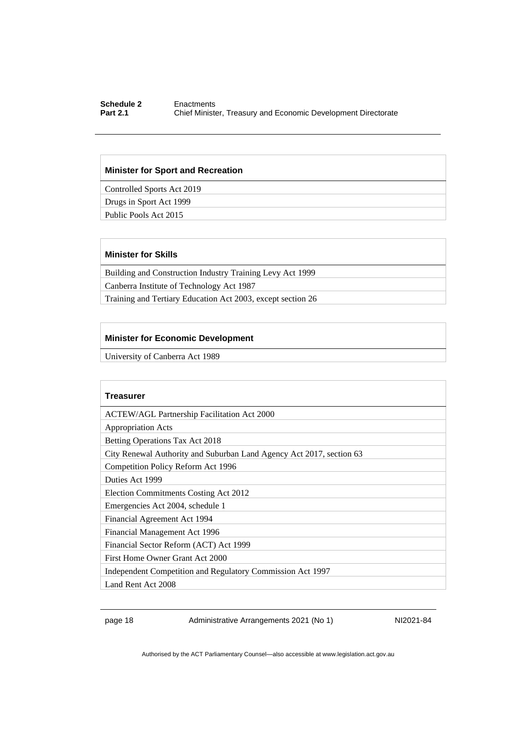| Minister for Sport and Recreation |
| --- |
| Controlled Sports Act 2019 |
| Drugs in Sport Act 1999 |
| Public Pools Act 2015 |

| Minister for Skills |
| --- |
| Building and Construction Industry Training Levy Act 1999 |
| Canberra Institute of Technology Act 1987 |
| Training and Tertiary Education Act 2003, except section 26 |

| Minister for Economic Development |
| --- |
| University of Canberra Act 1989 |

| Treasurer |
| --- |
| ACTEW/AGL Partnership Facilitation Act 2000 |
| Appropriation Acts |
| Betting Operations Tax Act 2018 |
| City Renewal Authority and Suburban Land Agency Act 2017, section 63 |
| Competition Policy Reform Act 1996 |
| Duties Act 1999 |
| Election Commitments Costing Act 2012 |
| Emergencies Act 2004, schedule 1 |
| Financial Agreement Act 1994 |
| Financial Management Act 1996 |
| Financial Sector Reform (ACT) Act 1999 |
| First Home Owner Grant Act 2000 |
| Independent Competition and Regulatory Commission Act 1997 |
| Land Rent Act 2008 |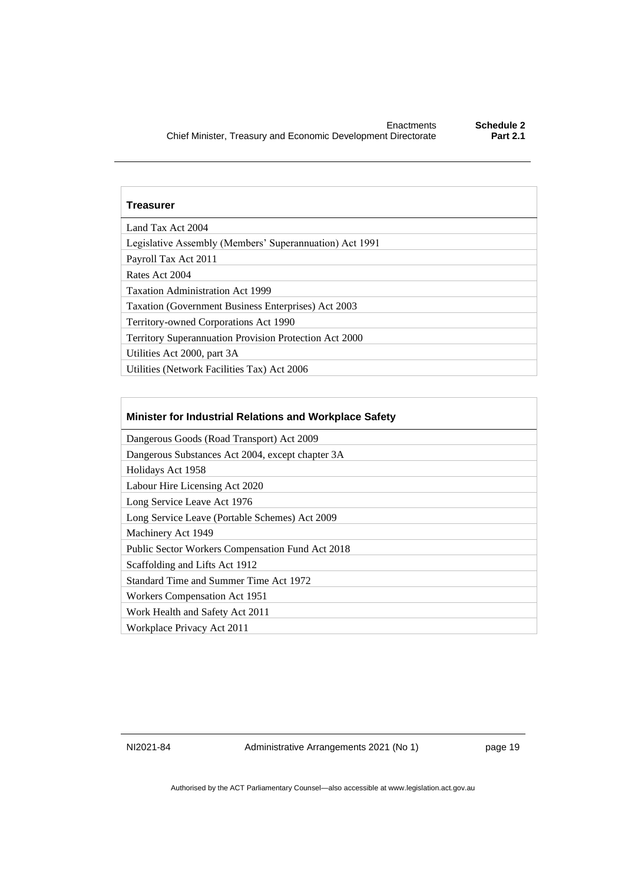| Treasurer |
| --- |
| Land Tax Act 2004 |
| Legislative Assembly (Members' Superannuation) Act 1991 |
| Payroll Tax Act 2011 |
| Rates Act 2004 |
| Taxation Administration Act 1999 |
| Taxation (Government Business Enterprises) Act 2003 |
| Territory-owned Corporations Act 1990 |
| Territory Superannuation Provision Protection Act 2000 |
| Utilities Act 2000, part 3A |
| Utilities (Network Facilities Tax) Act 2006 |

| Minister for Industrial Relations and Workplace Safety |
| --- |
| Dangerous Goods (Road Transport) Act 2009 |
| Dangerous Substances Act 2004, except chapter 3A |
| Holidays Act 1958 |
| Labour Hire Licensing Act 2020 |
| Long Service Leave Act 1976 |
| Long Service Leave (Portable Schemes) Act 2009 |
| Machinery Act 1949 |
| Public Sector Workers Compensation Fund Act 2018 |
| Scaffolding and Lifts Act 1912 |
| Standard Time and Summer Time Act 1972 |
| Workers Compensation Act 1951 |
| Work Health and Safety Act 2011 |
| Workplace Privacy Act 2011 |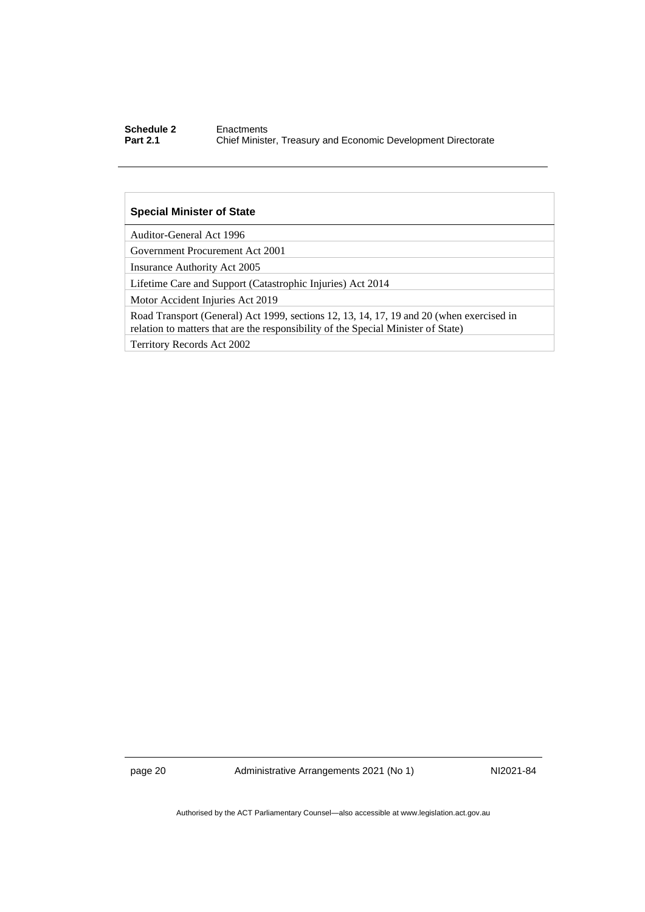| Special Minister of State |
| --- |
| Auditor-General Act 1996 |
| Government Procurement Act 2001 |
| Insurance Authority Act 2005 |
| Lifetime Care and Support (Catastrophic Injuries) Act 2014 |
| Motor Accident Injuries Act 2019 |
| Road Transport (General) Act 1999, sections 12, 13, 14, 17, 19 and 20 (when exercised in relation to matters that are the responsibility of the Special Minister of State) |
| Territory Records Act 2002 |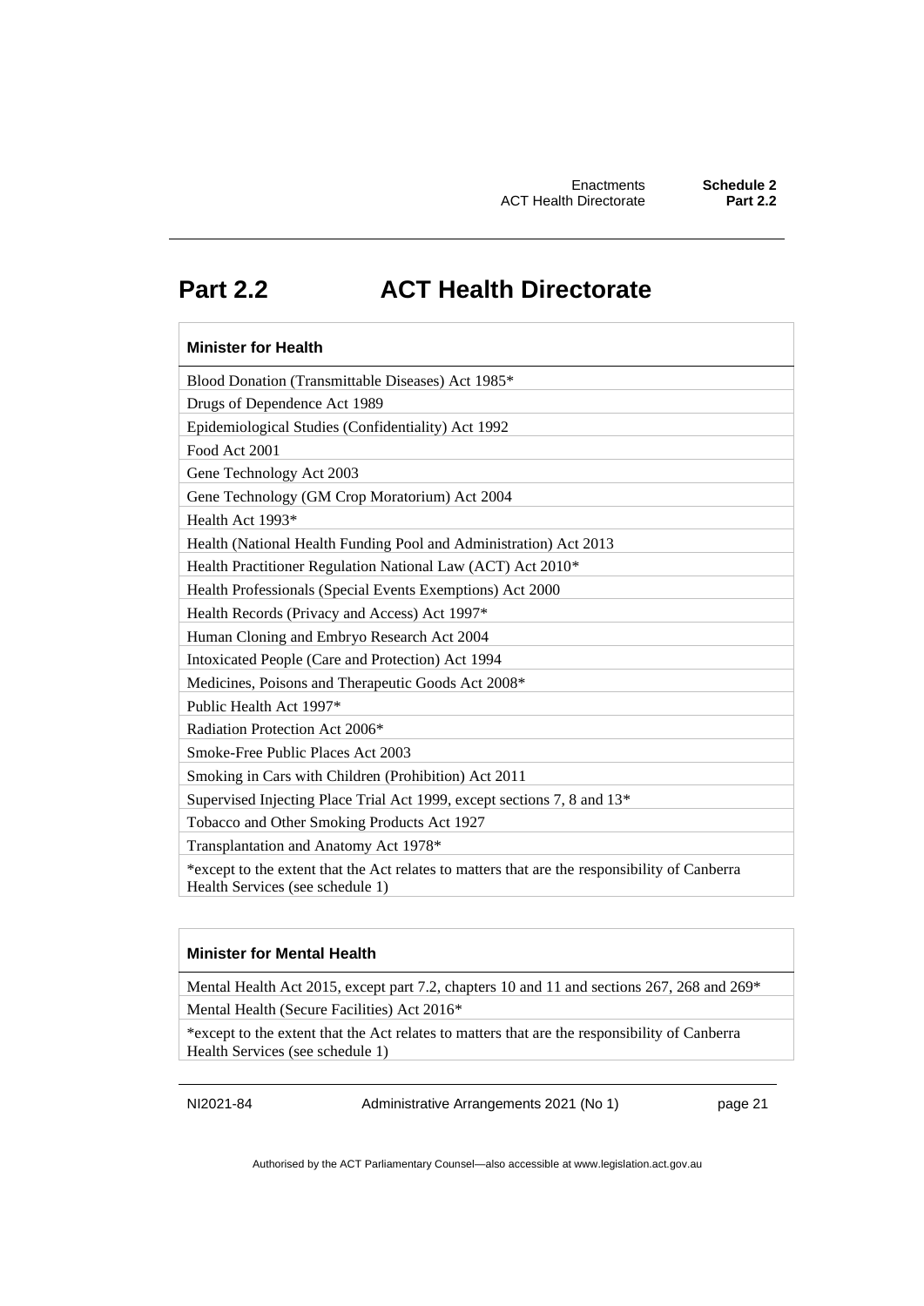## Part 2.2 ACT Health Directorate

| Minister for Health |
| --- |
| Blood Donation (Transmittable Diseases) Act 1985* |
| Drugs of Dependence Act 1989 |
| Epidemiological Studies (Confidentiality) Act 1992 |
| Food Act 2001 |
| Gene Technology Act 2003 |
| Gene Technology (GM Crop Moratorium) Act 2004 |
| Health Act 1993* |
| Health (National Health Funding Pool and Administration) Act 2013 |
| Health Practitioner Regulation National Law (ACT) Act 2010* |
| Health Professionals (Special Events Exemptions) Act 2000 |
| Health Records (Privacy and Access) Act 1997* |
| Human Cloning and Embryo Research Act 2004 |
| Intoxicated People (Care and Protection) Act 1994 |
| Medicines, Poisons and Therapeutic Goods Act 2008* |
| Public Health Act 1997* |
| Radiation Protection Act 2006* |
| Smoke-Free Public Places Act 2003 |
| Smoking in Cars with Children (Prohibition) Act 2011 |
| Supervised Injecting Place Trial Act 1999, except sections 7, 8 and 13* |
| Tobacco and Other Smoking Products Act 1927 |
| Transplantation and Anatomy Act 1978* |
| *except to the extent that the Act relates to matters that are the responsibility of Canberra Health Services (see schedule 1) |

| Minister for Mental Health |
| --- |
| Mental Health Act 2015, except part 7.2, chapters 10 and 11 and sections 267, 268 and 269* |
| Mental Health (Secure Facilities) Act 2016* |
| *except to the extent that the Act relates to matters that are the responsibility of Canberra Health Services (see schedule 1) |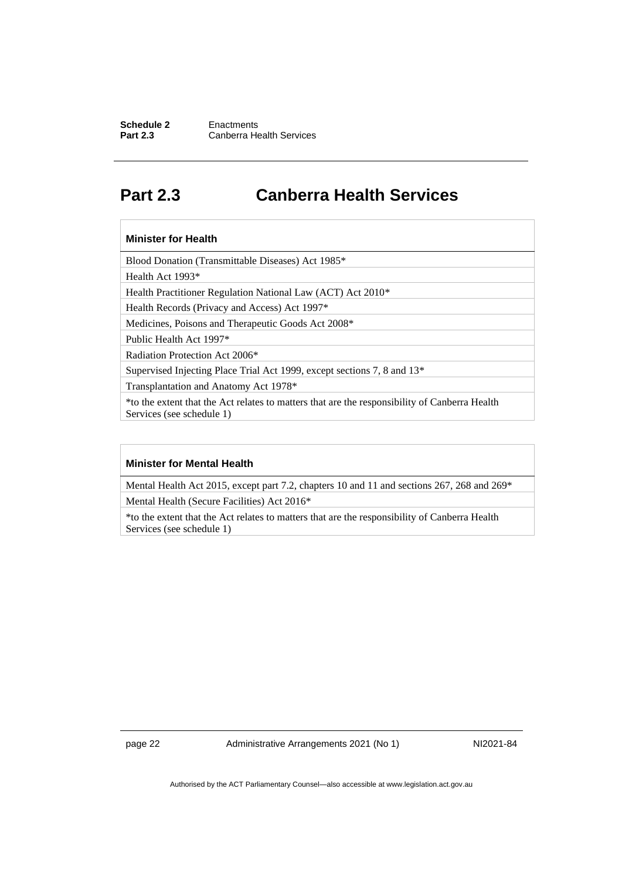## Part 2.3 Canberra Health Services

| Minister for Health |
| --- |
| Blood Donation (Transmittable Diseases) Act 1985* |
| Health Act 1993* |
| Health Practitioner Regulation National Law (ACT) Act 2010* |
| Health Records (Privacy and Access) Act 1997* |
| Medicines, Poisons and Therapeutic Goods Act 2008* |
| Public Health Act 1997* |
| Radiation Protection Act 2006* |
| Supervised Injecting Place Trial Act 1999, except sections 7, 8 and 13* |
| Transplantation and Anatomy Act 1978* |
| *to the extent that the Act relates to matters that are the responsibility of Canberra Health Services (see schedule 1) |

| Minister for Mental Health |
| --- |
| Mental Health Act 2015, except part 7.2, chapters 10 and 11 and sections 267, 268 and 269* |
| Mental Health (Secure Facilities) Act 2016* |
| *to the extent that the Act relates to matters that are the responsibility of Canberra Health Services (see schedule 1) |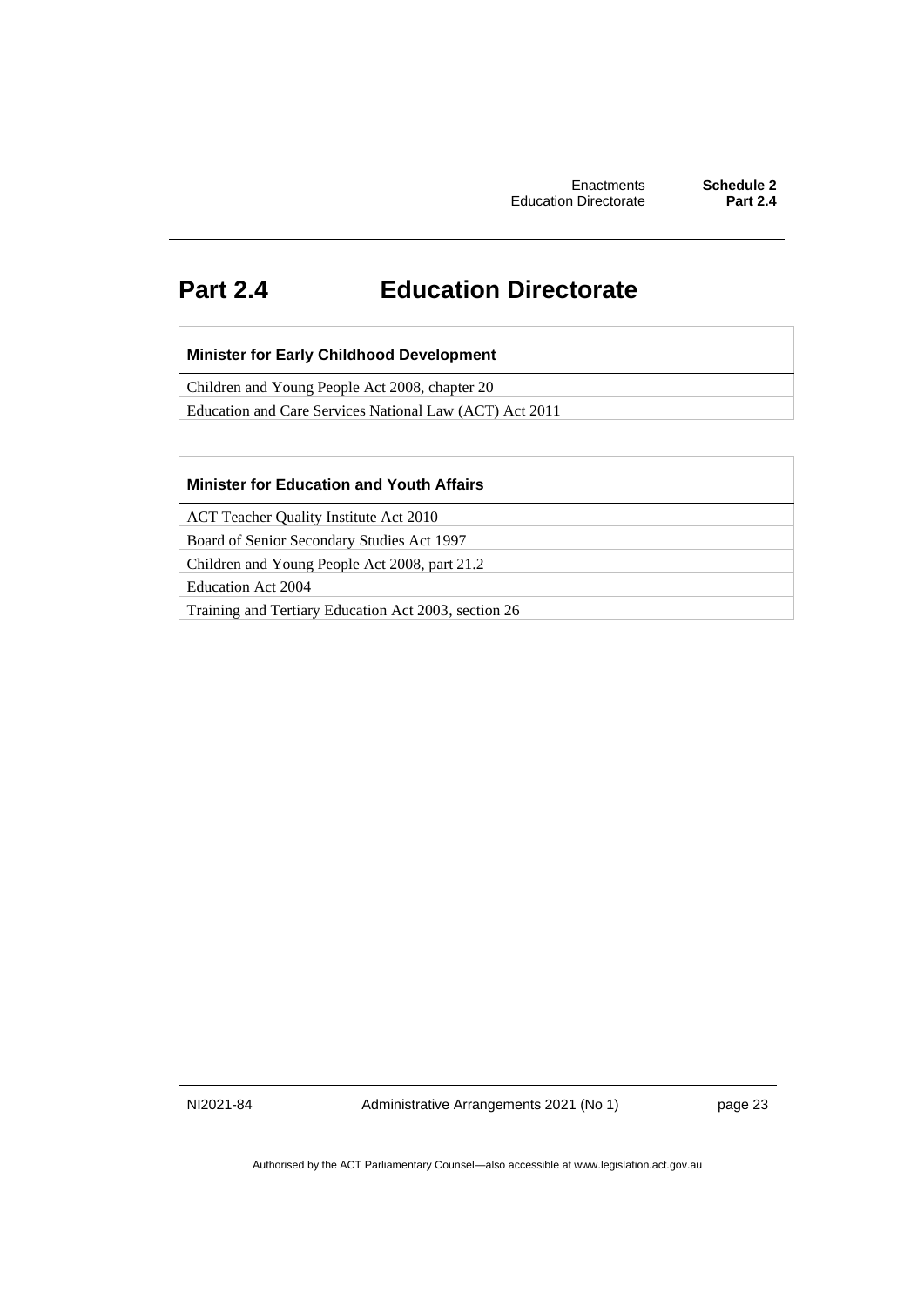# Part 2.4 Education Directorate

| Minister for Early Childhood Development |
| --- |
| Children and Young People Act 2008, chapter 20 |
| Education and Care Services National Law (ACT) Act 2011 |

| Minister for Education and Youth Affairs |
| --- |
| ACT Teacher Quality Institute Act 2010 |
| Board of Senior Secondary Studies Act 1997 |
| Children and Young People Act 2008, part 21.2 |
| Education Act 2004 |
| Training and Tertiary Education Act 2003, section 26 |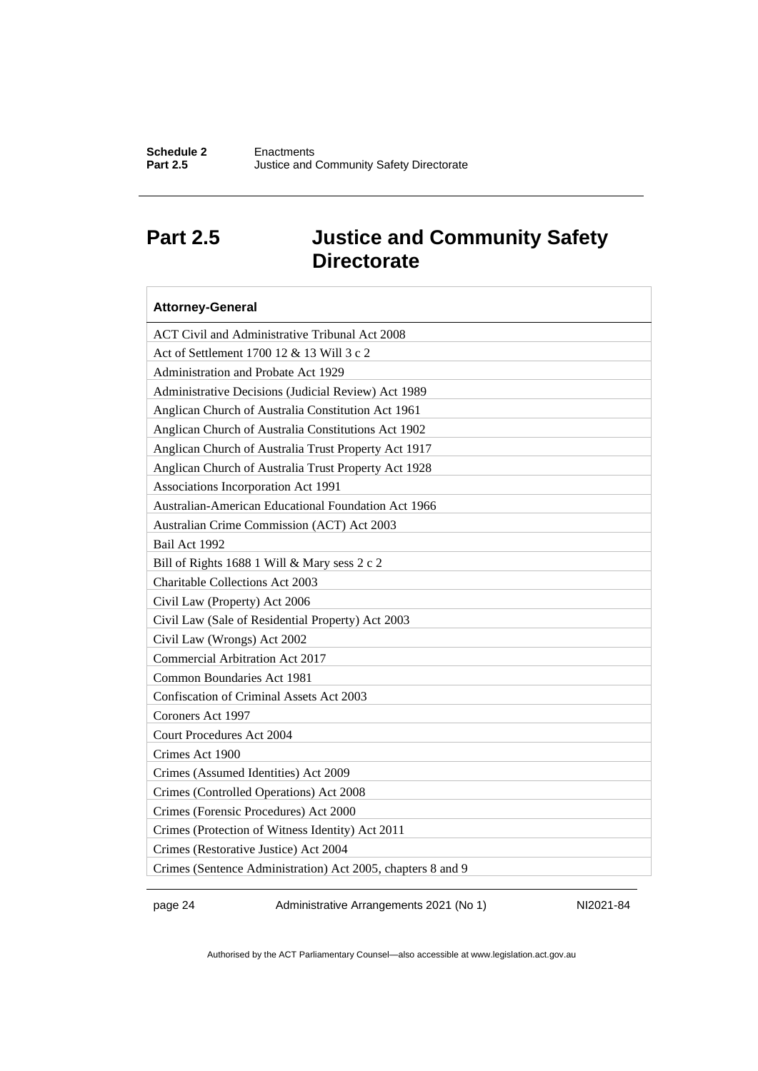## Part 2.5 Justice and Community Safety Directorate

| Attorney-General |
|---|
| ACT Civil and Administrative Tribunal Act 2008 |
| Act of Settlement 1700 12 & 13 Will 3 c 2 |
| Administration and Probate Act 1929 |
| Administrative Decisions (Judicial Review) Act 1989 |
| Anglican Church of Australia Constitution Act 1961 |
| Anglican Church of Australia Constitutions Act 1902 |
| Anglican Church of Australia Trust Property Act 1917 |
| Anglican Church of Australia Trust Property Act 1928 |
| Associations Incorporation Act 1991 |
| Australian-American Educational Foundation Act 1966 |
| Australian Crime Commission (ACT) Act 2003 |
| Bail Act 1992 |
| Bill of Rights 1688 1 Will & Mary sess 2 c 2 |
| Charitable Collections Act 2003 |
| Civil Law (Property) Act 2006 |
| Civil Law (Sale of Residential Property) Act 2003 |
| Civil Law (Wrongs) Act 2002 |
| Commercial Arbitration Act 2017 |
| Common Boundaries Act 1981 |
| Confiscation of Criminal Assets Act 2003 |
| Coroners Act 1997 |
| Court Procedures Act 2004 |
| Crimes Act 1900 |
| Crimes (Assumed Identities) Act 2009 |
| Crimes (Controlled Operations) Act 2008 |
| Crimes (Forensic Procedures) Act 2000 |
| Crimes (Protection of Witness Identity) Act 2011 |
| Crimes (Restorative Justice) Act 2004 |
| Crimes (Sentence Administration) Act 2005, chapters 8 and 9 |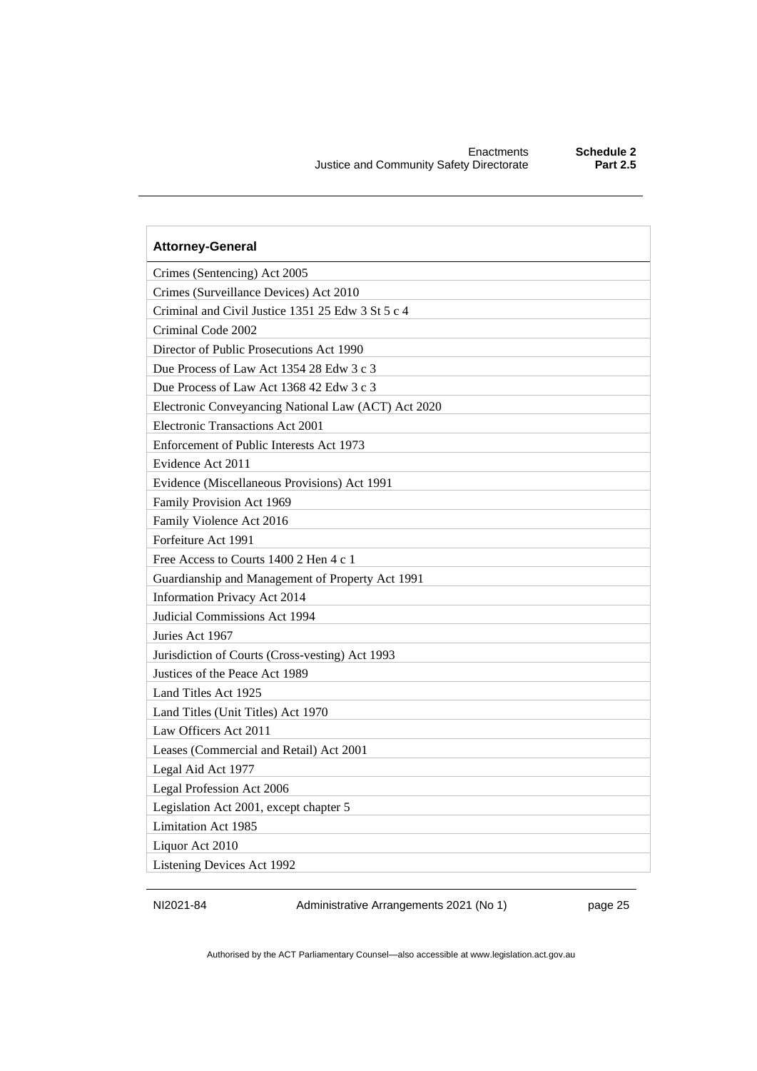| Attorney-General |
|---|
| Crimes (Sentencing) Act 2005 |
| Crimes (Surveillance Devices) Act 2010 |
| Criminal and Civil Justice 1351 25 Edw 3 St 5 c 4 |
| Criminal Code 2002 |
| Director of Public Prosecutions Act 1990 |
| Due Process of Law Act 1354 28 Edw 3 c 3 |
| Due Process of Law Act 1368 42 Edw 3 c 3 |
| Electronic Conveyancing National Law (ACT) Act 2020 |
| Electronic Transactions Act 2001 |
| Enforcement of Public Interests Act 1973 |
| Evidence Act 2011 |
| Evidence (Miscellaneous Provisions) Act 1991 |
| Family Provision Act 1969 |
| Family Violence Act 2016 |
| Forfeiture Act 1991 |
| Free Access to Courts 1400 2 Hen 4 c 1 |
| Guardianship and Management of Property Act 1991 |
| Information Privacy Act 2014 |
| Judicial Commissions Act 1994 |
| Juries Act 1967 |
| Jurisdiction of Courts (Cross-vesting) Act 1993 |
| Justices of the Peace Act 1989 |
| Land Titles Act 1925 |
| Land Titles (Unit Titles) Act 1970 |
| Law Officers Act 2011 |
| Leases (Commercial and Retail) Act 2001 |
| Legal Aid Act 1977 |
| Legal Profession Act 2006 |
| Legislation Act 2001, except chapter 5 |
| Limitation Act 1985 |
| Liquor Act 2010 |
| Listening Devices Act 1992 |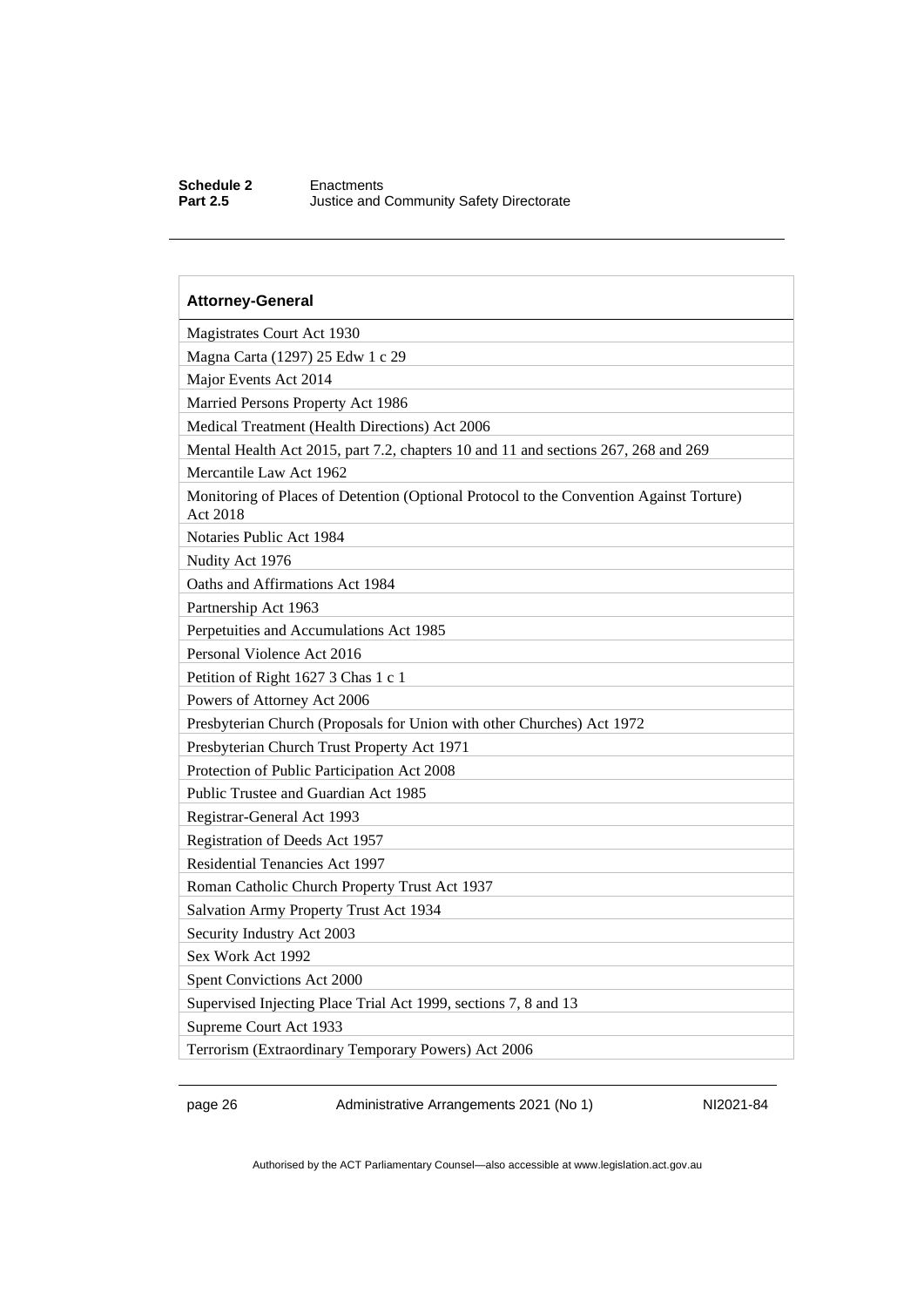| Attorney-General |
| --- |
| Magistrates Court Act 1930 |
| Magna Carta (1297) 25 Edw 1 c 29 |
| Major Events Act 2014 |
| Married Persons Property Act 1986 |
| Medical Treatment (Health Directions) Act 2006 |
| Mental Health Act 2015, part 7.2, chapters 10 and 11 and sections 267, 268 and 269 |
| Mercantile Law Act 1962 |
| Monitoring of Places of Detention (Optional Protocol to the Convention Against Torture) Act 2018 |
| Notaries Public Act 1984 |
| Nudity Act 1976 |
| Oaths and Affirmations Act 1984 |
| Partnership Act 1963 |
| Perpetuities and Accumulations Act 1985 |
| Personal Violence Act 2016 |
| Petition of Right 1627 3 Chas 1 c 1 |
| Powers of Attorney Act 2006 |
| Presbyterian Church (Proposals for Union with other Churches) Act 1972 |
| Presbyterian Church Trust Property Act 1971 |
| Protection of Public Participation Act 2008 |
| Public Trustee and Guardian Act 1985 |
| Registrar-General Act 1993 |
| Registration of Deeds Act 1957 |
| Residential Tenancies Act 1997 |
| Roman Catholic Church Property Trust Act 1937 |
| Salvation Army Property Trust Act 1934 |
| Security Industry Act 2003 |
| Sex Work Act 1992 |
| Spent Convictions Act 2000 |
| Supervised Injecting Place Trial Act 1999, sections 7, 8 and 13 |
| Supreme Court Act 1933 |
| Terrorism (Extraordinary Temporary Powers) Act 2006 |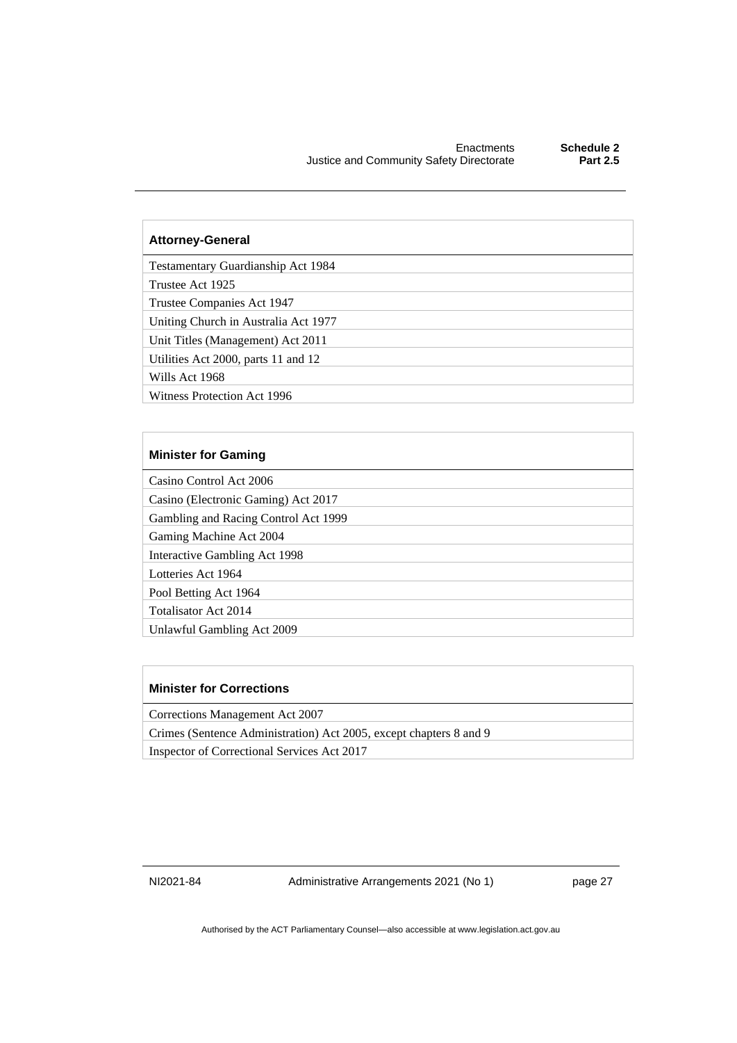| Attorney-General |
| --- |
| Testamentary Guardianship Act 1984 |
| Trustee Act 1925 |
| Trustee Companies Act 1947 |
| Uniting Church in Australia Act 1977 |
| Unit Titles (Management) Act 2011 |
| Utilities Act 2000, parts 11 and 12 |
| Wills Act 1968 |
| Witness Protection Act 1996 |

| Minister for Gaming |
| --- |
| Casino Control Act 2006 |
| Casino (Electronic Gaming) Act 2017 |
| Gambling and Racing Control Act 1999 |
| Gaming Machine Act 2004 |
| Interactive Gambling Act 1998 |
| Lotteries Act 1964 |
| Pool Betting Act 1964 |
| Totalisator Act 2014 |
| Unlawful Gambling Act 2009 |

| Minister for Corrections |
| --- |
| Corrections Management Act 2007 |
| Crimes (Sentence Administration) Act 2005, except chapters 8 and 9 |
| Inspector of Correctional Services Act 2017 |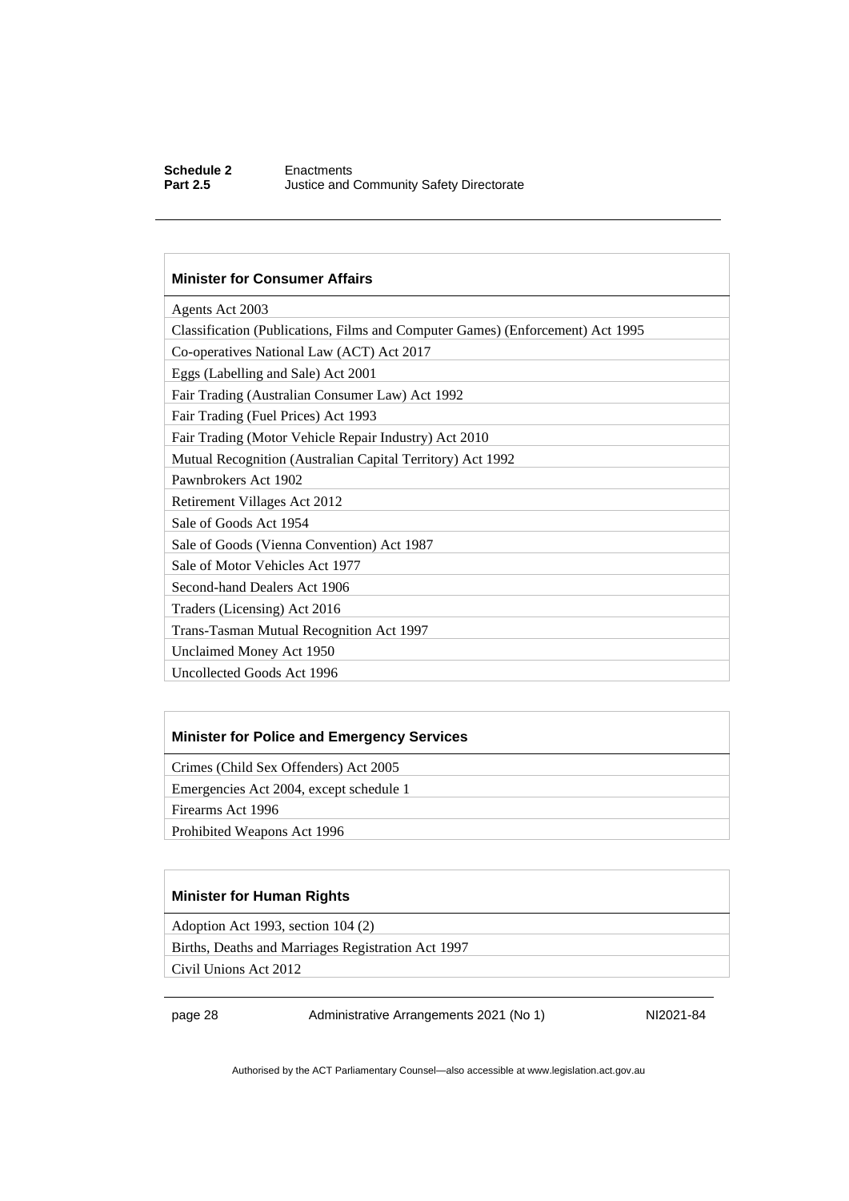| Minister for Consumer Affairs |
| --- |
| Agents Act 2003 |
| Classification (Publications, Films and Computer Games) (Enforcement) Act 1995 |
| Co-operatives National Law (ACT) Act 2017 |
| Eggs (Labelling and Sale) Act 2001 |
| Fair Trading (Australian Consumer Law) Act 1992 |
| Fair Trading (Fuel Prices) Act 1993 |
| Fair Trading (Motor Vehicle Repair Industry) Act 2010 |
| Mutual Recognition (Australian Capital Territory) Act 1992 |
| Pawnbrokers Act 1902 |
| Retirement Villages Act 2012 |
| Sale of Goods Act 1954 |
| Sale of Goods (Vienna Convention) Act 1987 |
| Sale of Motor Vehicles Act 1977 |
| Second-hand Dealers Act 1906 |
| Traders (Licensing) Act 2016 |
| Trans-Tasman Mutual Recognition Act 1997 |
| Unclaimed Money Act 1950 |
| Uncollected Goods Act 1996 |

| Minister for Police and Emergency Services |
| --- |
| Crimes (Child Sex Offenders) Act 2005 |
| Emergencies Act 2004, except schedule 1 |
| Firearms Act 1996 |
| Prohibited Weapons Act 1996 |

| Minister for Human Rights |
| --- |
| Adoption Act 1993, section 104 (2) |
| Births, Deaths and Marriages Registration Act 1997 |
| Civil Unions Act 2012 |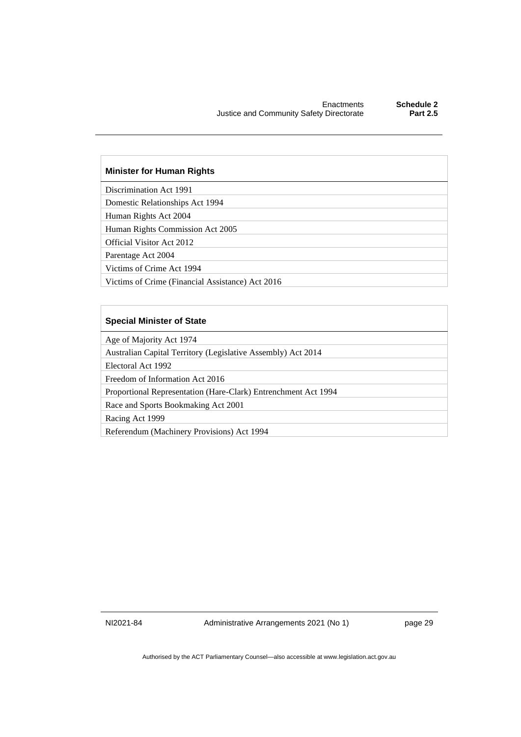| Minister for Human Rights |
| --- |
| Discrimination Act 1991 |
| Domestic Relationships Act 1994 |
| Human Rights Act 2004 |
| Human Rights Commission Act 2005 |
| Official Visitor Act 2012 |
| Parentage Act 2004 |
| Victims of Crime Act 1994 |
| Victims of Crime (Financial Assistance) Act 2016 |

| Special Minister of State |
| --- |
| Age of Majority Act 1974 |
| Australian Capital Territory (Legislative Assembly) Act 2014 |
| Electoral Act 1992 |
| Freedom of Information Act 2016 |
| Proportional Representation (Hare-Clark) Entrenchment Act 1994 |
| Race and Sports Bookmaking Act 2001 |
| Racing Act 1999 |
| Referendum (Machinery Provisions) Act 1994 |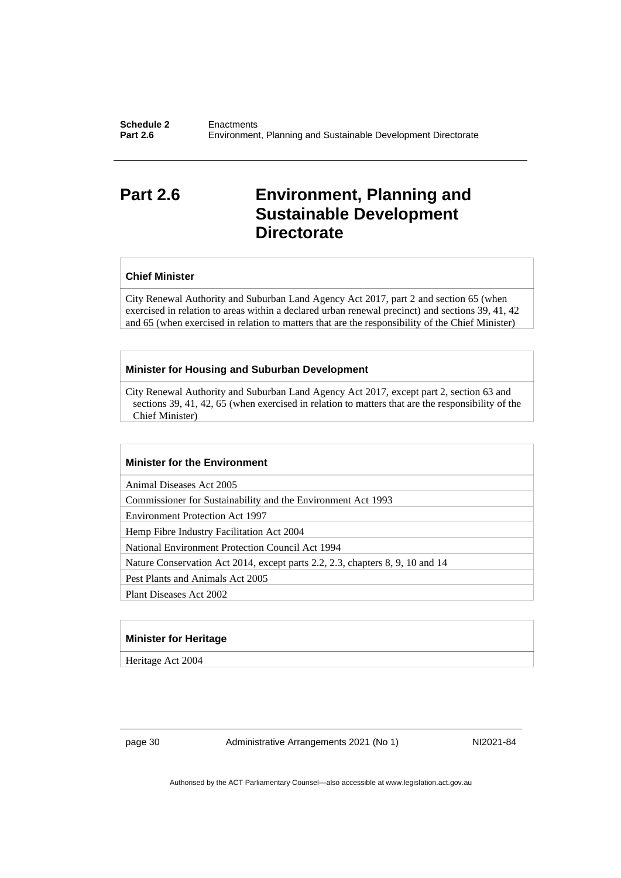## Part 2.6 Environment, Planning and Sustainable Development Directorate

| Chief Minister |
| --- |
| City Renewal Authority and Suburban Land Agency Act 2017, part 2 and section 65 (when exercised in relation to areas within a declared urban renewal precinct) and sections 39, 41, 42 and 65 (when exercised in relation to matters that are the responsibility of the Chief Minister) |

| Minister for Housing and Suburban Development |
| --- |
| City Renewal Authority and Suburban Land Agency Act 2017, except part 2, section 63 and sections 39, 41, 42, 65 (when exercised in relation to matters that are the responsibility of the Chief Minister) |

| Minister for the Environment |
| --- |
| Animal Diseases Act 2005 |
| Commissioner for Sustainability and the Environment Act 1993 |
| Environment Protection Act 1997 |
| Hemp Fibre Industry Facilitation Act 2004 |
| National Environment Protection Council Act 1994 |
| Nature Conservation Act 2014, except parts 2.2, 2.3, chapters 8, 9, 10 and 14 |
| Pest Plants and Animals Act 2005 |
| Plant Diseases Act 2002 |

| Minister for Heritage |
| --- |
| Heritage Act 2004 |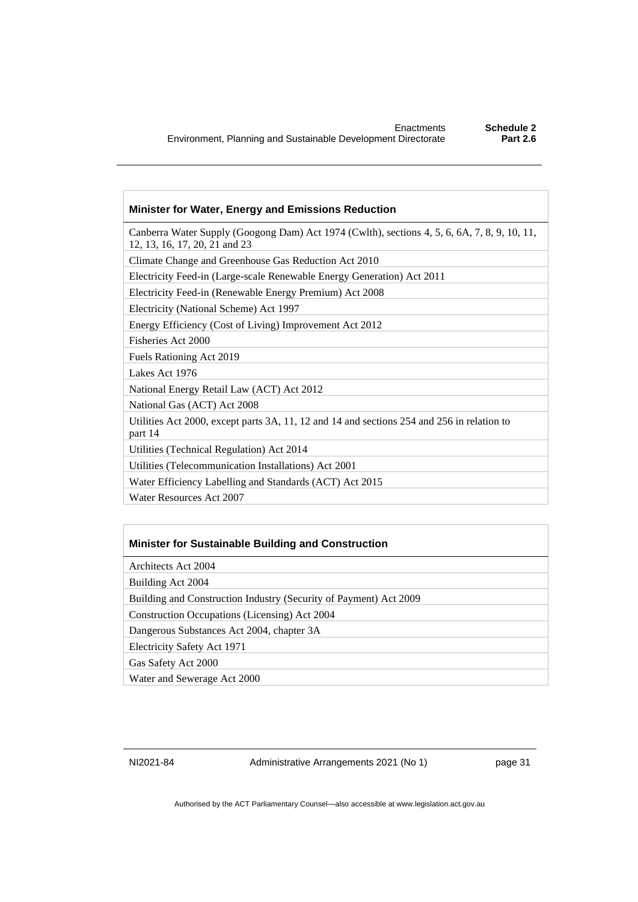| Minister for Water, Energy and Emissions Reduction |
| --- |
| Canberra Water Supply (Googong Dam) Act 1974 (Cwlth), sections 4, 5, 6, 6A, 7, 8, 9, 10, 11, 12, 13, 16, 17, 20, 21 and 23 |
| Climate Change and Greenhouse Gas Reduction Act 2010 |
| Electricity Feed-in (Large-scale Renewable Energy Generation) Act 2011 |
| Electricity Feed-in (Renewable Energy Premium) Act 2008 |
| Electricity (National Scheme) Act 1997 |
| Energy Efficiency (Cost of Living) Improvement Act 2012 |
| Fisheries Act 2000 |
| Fuels Rationing Act 2019 |
| Lakes Act 1976 |
| National Energy Retail Law (ACT) Act 2012 |
| National Gas (ACT) Act 2008 |
| Utilities Act 2000, except parts 3A, 11, 12 and 14 and sections 254 and 256 in relation to part 14 |
| Utilities (Technical Regulation) Act 2014 |
| Utilities (Telecommunication Installations) Act 2001 |
| Water Efficiency Labelling and Standards (ACT) Act 2015 |
| Water Resources Act 2007 |

| Minister for Sustainable Building and Construction |
| --- |
| Architects Act 2004 |
| Building Act 2004 |
| Building and Construction Industry (Security of Payment) Act 2009 |
| Construction Occupations (Licensing) Act 2004 |
| Dangerous Substances Act 2004, chapter 3A |
| Electricity Safety Act 1971 |
| Gas Safety Act 2000 |
| Water and Sewerage Act 2000 |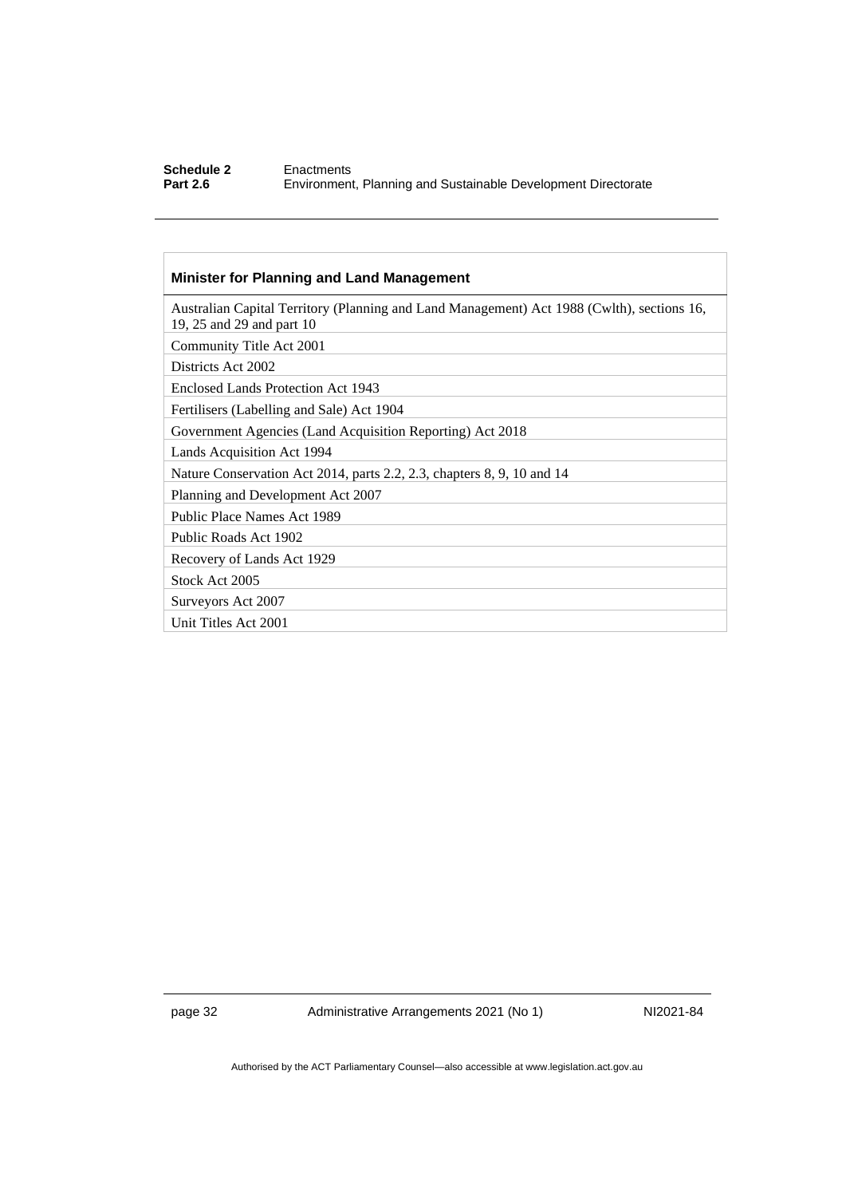| Minister for Planning and Land Management |
| --- |
| Australian Capital Territory (Planning and Land Management) Act 1988 (Cwlth), sections 16, 19, 25 and 29 and part 10 |
| Community Title Act 2001 |
| Districts Act 2002 |
| Enclosed Lands Protection Act 1943 |
| Fertilisers (Labelling and Sale) Act 1904 |
| Government Agencies (Land Acquisition Reporting) Act 2018 |
| Lands Acquisition Act 1994 |
| Nature Conservation Act 2014, parts 2.2, 2.3, chapters 8, 9, 10 and 14 |
| Planning and Development Act 2007 |
| Public Place Names Act 1989 |
| Public Roads Act 1902 |
| Recovery of Lands Act 1929 |
| Stock Act 2005 |
| Surveyors Act 2007 |
| Unit Titles Act 2001 |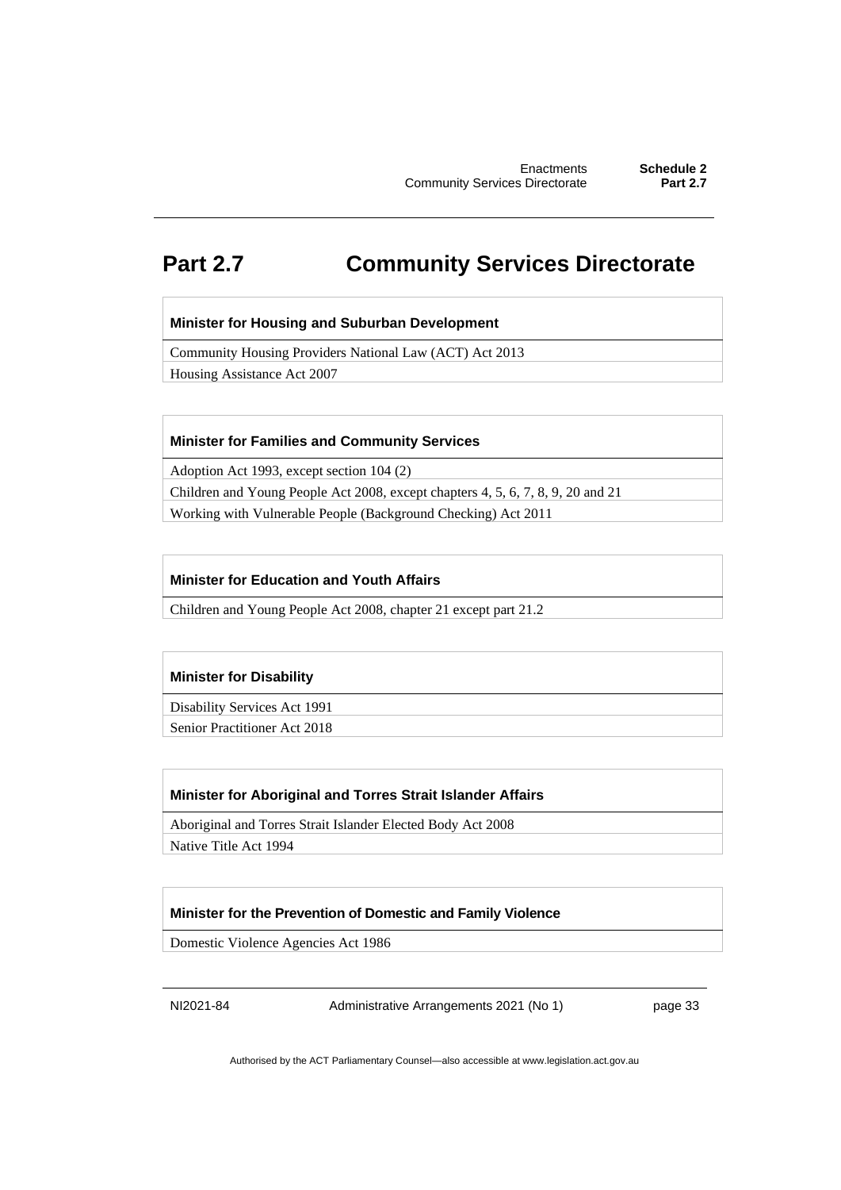## Part 2.7 Community Services Directorate

| Minister for Housing and Suburban Development |
| --- |
| Community Housing Providers National Law (ACT) Act 2013 |
| Housing Assistance Act 2007 |

| Minister for Families and Community Services |
| --- |
| Adoption Act 1993, except section 104 (2) |
| Children and Young People Act 2008, except chapters 4, 5, 6, 7, 8, 9, 20 and 21 |
| Working with Vulnerable People (Background Checking) Act 2011 |

| Minister for Education and Youth Affairs |
| --- |
| Children and Young People Act 2008, chapter 21 except part 21.2 |

| Minister for Disability |
| --- |
| Disability Services Act 1991 |
| Senior Practitioner Act 2018 |

| Minister for Aboriginal and Torres Strait Islander Affairs |
| --- |
| Aboriginal and Torres Strait Islander Elected Body Act 2008 |
| Native Title Act 1994 |

| Minister for the Prevention of Domestic and Family Violence |
| --- |
| Domestic Violence Agencies Act 1986 |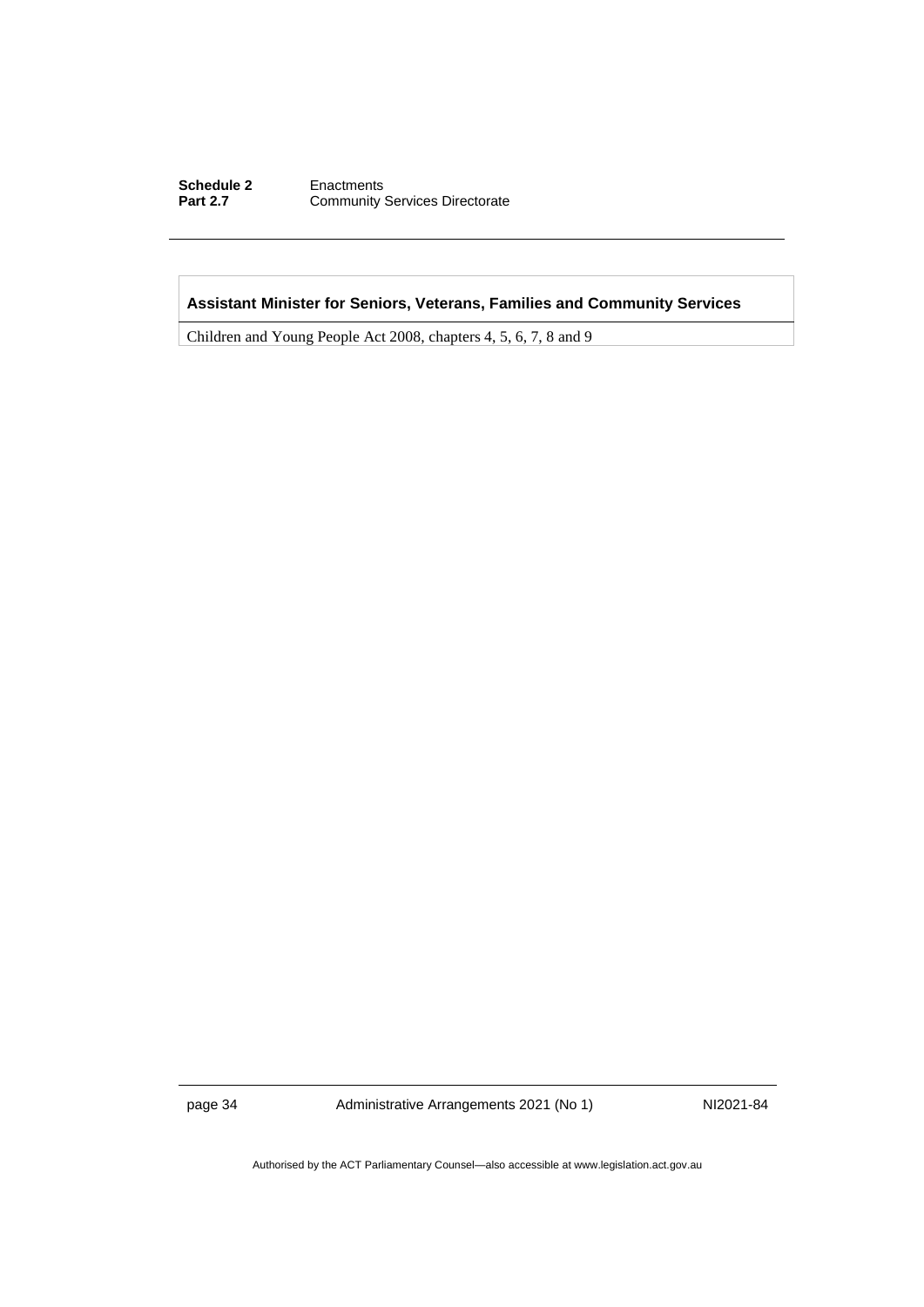| Assistant Minister for Seniors, Veterans, Families and Community Services |
| --- |
| Children and Young People Act 2008, chapters 4, 5, 6, 7, 8 and 9 |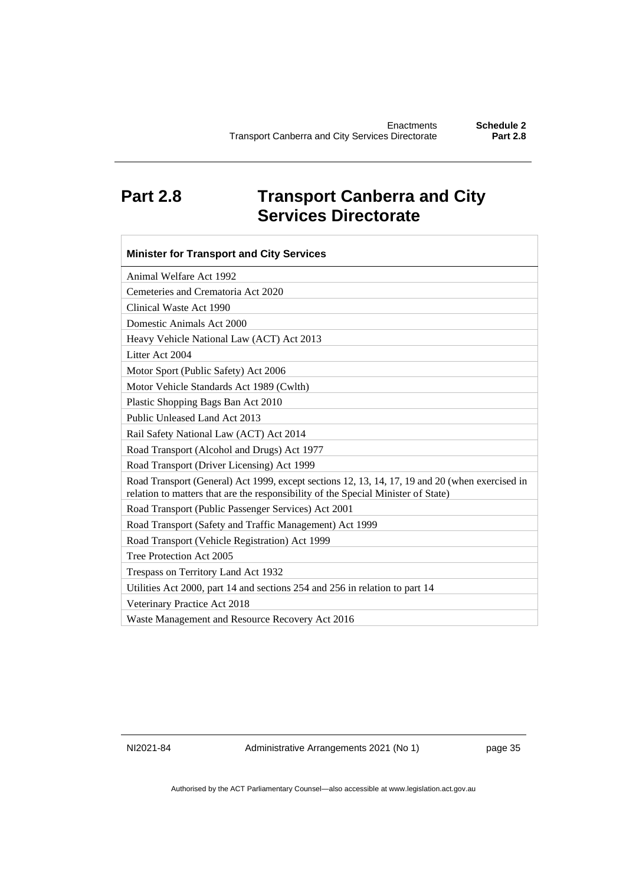## Part 2.8 Transport Canberra and City Services Directorate

| **Minister for Transport and City Services** |
|---|
| Animal Welfare Act 1992 |
| Cemeteries and Crematoria Act 2020 |
| Clinical Waste Act 1990 |
| Domestic Animals Act 2000 |
| Heavy Vehicle National Law (ACT) Act 2013 |
| Litter Act 2004 |
| Motor Sport (Public Safety) Act 2006 |
| Motor Vehicle Standards Act 1989 (Cwlth) |
| Plastic Shopping Bags Ban Act 2010 |
| Public Unleased Land Act 2013 |
| Rail Safety National Law (ACT) Act 2014 |
| Road Transport (Alcohol and Drugs) Act 1977 |
| Road Transport (Driver Licensing) Act 1999 |
| Road Transport (General) Act 1999, except sections 12, 13, 14, 17, 19 and 20 (when exercised in relation to matters that are the responsibility of the Special Minister of State) |
| Road Transport (Public Passenger Services) Act 2001 |
| Road Transport (Safety and Traffic Management) Act 1999 |
| Road Transport (Vehicle Registration) Act 1999 |
| Tree Protection Act 2005 |
| Trespass on Territory Land Act 1932 |
| Utilities Act 2000, part 14 and sections 254 and 256 in relation to part 14 |
| Veterinary Practice Act 2018 |
| Waste Management and Resource Recovery Act 2016 |